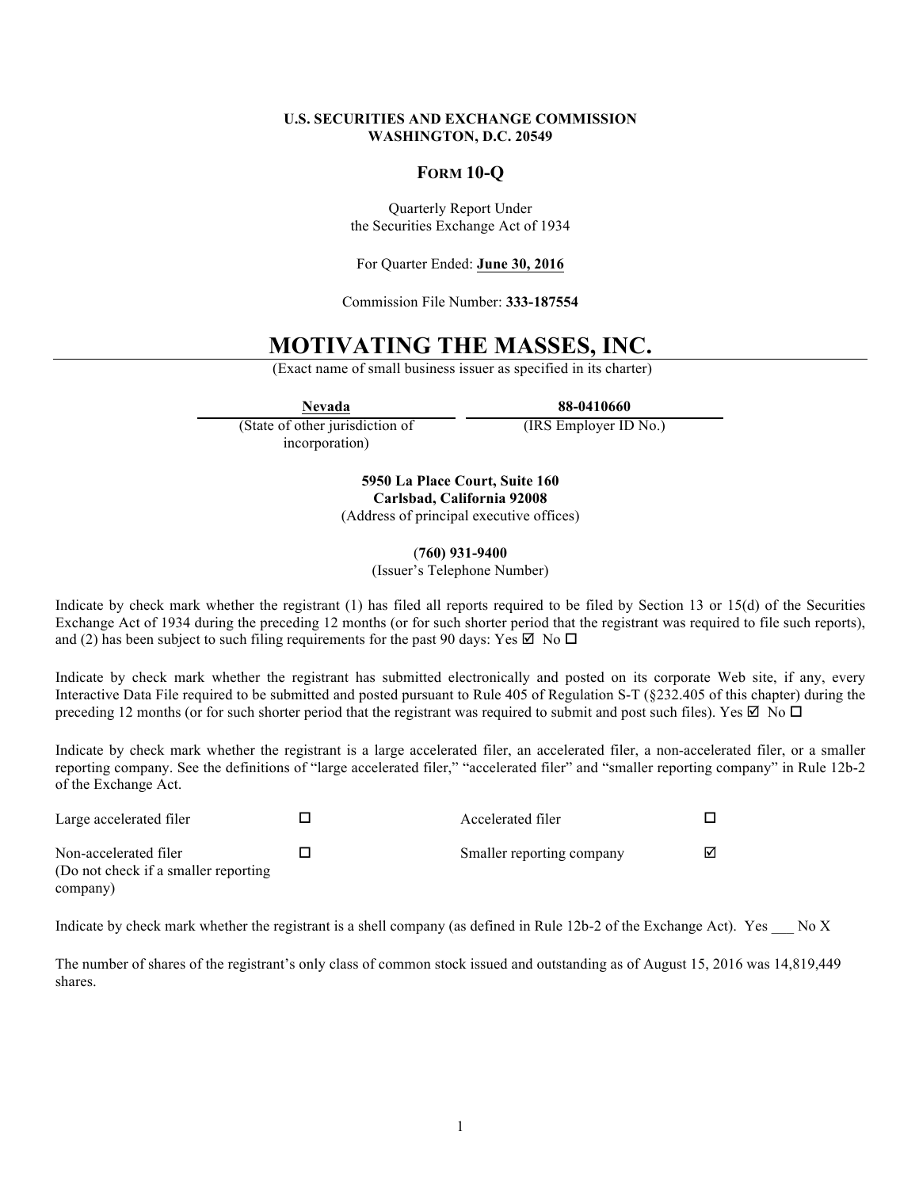**U.S. SECURITIES AND EXCHANGE COMMISSION**
**WASHINGTON, D.C. 20549**

**FORM 10-Q**

Quarterly Report Under
the Securities Exchange Act of 1934

For Quarter Ended: **June 30, 2016**

Commission File Number: **333-187554**

# MOTIVATING THE MASSES, INC.

(Exact name of small business issuer as specified in its charter)

| | |
|---|---|
| **Nevada** | **88-0410660** |
| (State of other jurisdiction of incorporation) | (IRS Employer ID No.) |

**5950 La Place Court, Suite 160**
**Carlsbad, California 92008**
(Address of principal executive offices)

(**760) 931-9400**
(Issuer's Telephone Number)

Indicate by check mark whether the registrant (1) has filed all reports required to be filed by Section 13 or 15(d) of the Securities Exchange Act of 1934 during the preceding 12 months (or for such shorter period that the registrant was required to file such reports), and (2) has been subject to such filing requirements for the past 90 days: Yes ☑ No ☐

Indicate by check mark whether the registrant has submitted electronically and posted on its corporate Web site, if any, every Interactive Data File required to be submitted and posted pursuant to Rule 405 of Regulation S-T (§232.405 of this chapter) during the preceding 12 months (or for such shorter period that the registrant was required to submit and post such files). Yes ☑ No ☐

Indicate by check mark whether the registrant is a large accelerated filer, an accelerated filer, a non-accelerated filer, or a smaller reporting company. See the definitions of "large accelerated filer," "accelerated filer" and "smaller reporting company" in Rule 12b-2 of the Exchange Act.

| | | | |
|---|---|---|---|
| Large accelerated filer | ☐ | Accelerated filer | ☐ |
| Non-accelerated filer (Do not check if a smaller reporting company) | ☐ | Smaller reporting company | ☑ |

Indicate by check mark whether the registrant is a shell company (as defined in Rule 12b-2 of the Exchange Act). Yes ___ No X

The number of shares of the registrant's only class of common stock issued and outstanding as of August 15, 2016 was 14,819,449 shares.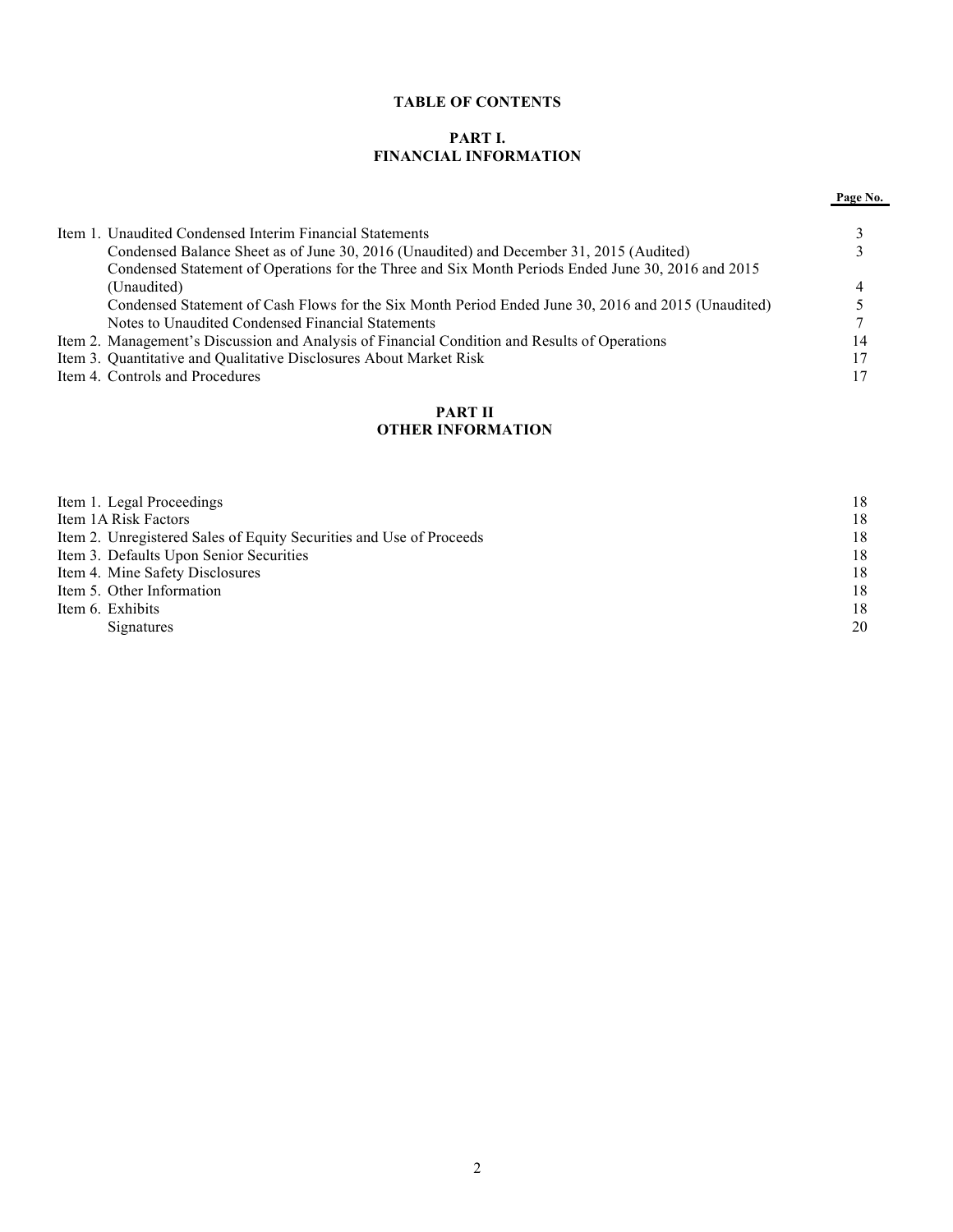**TABLE OF CONTENTS**

**PART I.**
**FINANCIAL INFORMATION**

| | **Page No.** |
|---|---|
| Item 1. Unaudited Condensed Interim Financial Statements | 3 |
| Condensed Balance Sheet as of June 30, 2016 (Unaudited) and December 31, 2015 (Audited) | 3 |
| Condensed Statement of Operations for the Three and Six Month Periods Ended June 30, 2016 and 2015 (Unaudited) | 4 |
| Condensed Statement of Cash Flows for the Six Month Period Ended June 30, 2016 and 2015 (Unaudited) | 5 |
| Notes to Unaudited Condensed Financial Statements | 7 |
| Item 2. Management's Discussion and Analysis of Financial Condition and Results of Operations | 14 |
| Item 3. Quantitative and Qualitative Disclosures About Market Risk | 17 |
| Item 4. Controls and Procedures | 17 |

**PART II**
**OTHER INFORMATION**

| | |
|---|---|
| Item 1. Legal Proceedings | 18 |
| Item 1A Risk Factors | 18 |
| Item 2. Unregistered Sales of Equity Securities and Use of Proceeds | 18 |
| Item 3. Defaults Upon Senior Securities | 18 |
| Item 4. Mine Safety Disclosures | 18 |
| Item 5. Other Information | 18 |
| Item 6. Exhibits | 18 |
| Signatures | 20 |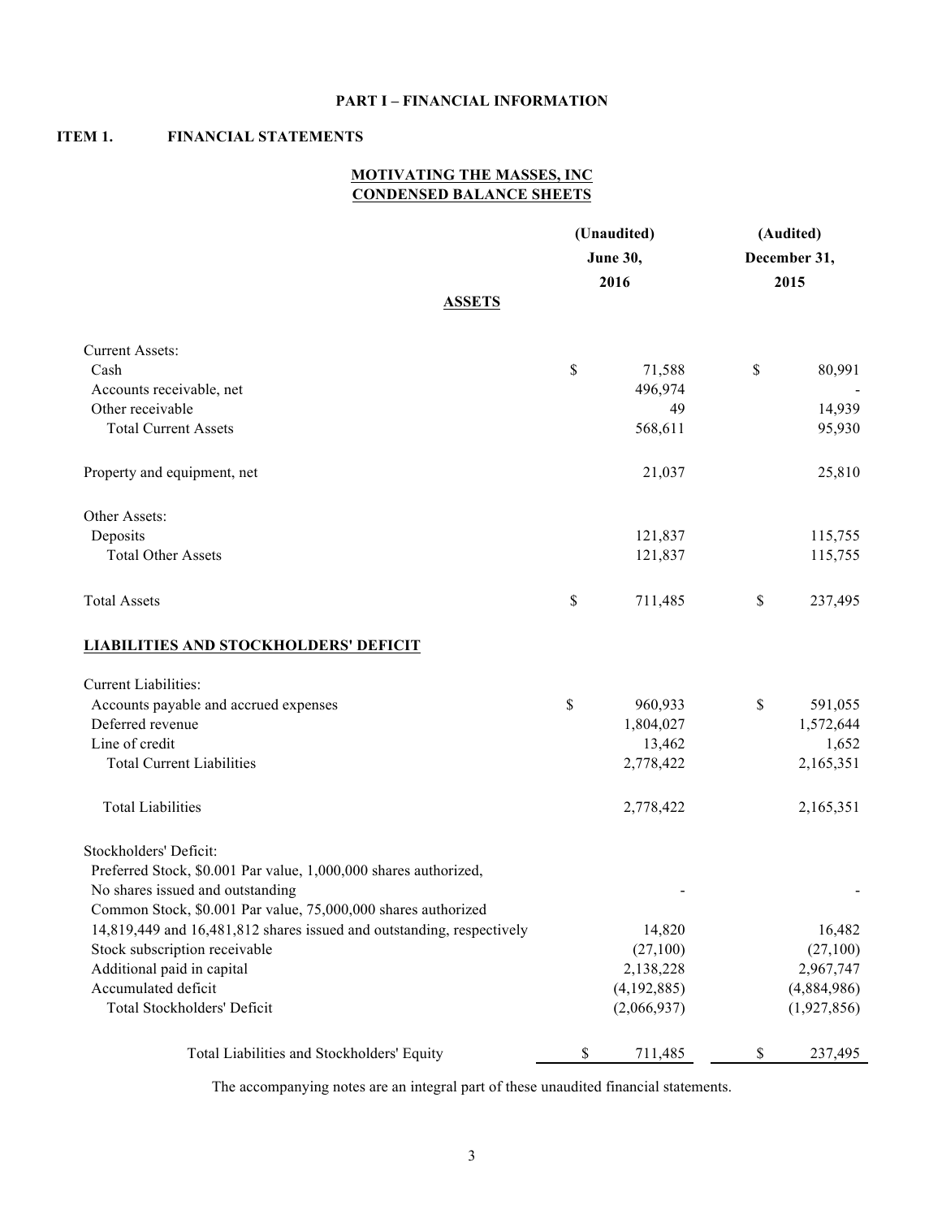**PART I – FINANCIAL INFORMATION**

**ITEM 1. FINANCIAL STATEMENTS**

**MOTIVATING THE MASSES, INC**
**CONDENSED BALANCE SHEETS**

| | (Unaudited) June 30, 2016 | (Audited) December 31, 2015 |
|---|---|---|
| **ASSETS** | | |
| Current Assets: | | |
| Cash | $ 71,588 | $ 80,991 |
| Accounts receivable, net | 496,974 | - |
| Other receivable | 49 | 14,939 |
| Total Current Assets | 568,611 | 95,930 |
| Property and equipment, net | 21,037 | 25,810 |
| Other Assets: | | |
| Deposits | 121,837 | 115,755 |
| Total Other Assets | 121,837 | 115,755 |
| Total Assets | $ 711,485 | $ 237,495 |
| **LIABILITIES AND STOCKHOLDERS' DEFICIT** | | |
| Current Liabilities: | | |
| Accounts payable and accrued expenses | $ 960,933 | $ 591,055 |
| Deferred revenue | 1,804,027 | 1,572,644 |
| Line of credit | 13,462 | 1,652 |
| Total Current Liabilities | 2,778,422 | 2,165,351 |
| Total Liabilities | 2,778,422 | 2,165,351 |
| Stockholders' Deficit: | | |
| Preferred Stock, $0.001 Par value, 1,000,000 shares authorized, No shares issued and outstanding | - | - |
| Common Stock, $0.001 Par value, 75,000,000 shares authorized 14,819,449 and 16,481,812 shares issued and outstanding, respectively | 14,820 | 16,482 |
| Stock subscription receivable | (27,100) | (27,100) |
| Additional paid in capital | 2,138,228 | 2,967,747 |
| Accumulated deficit | (4,192,885) | (4,884,986) |
| Total Stockholders' Deficit | (2,066,937) | (1,927,856) |
| Total Liabilities and Stockholders' Equity | $ 711,485 | $ 237,495 |

The accompanying notes are an integral part of these unaudited financial statements.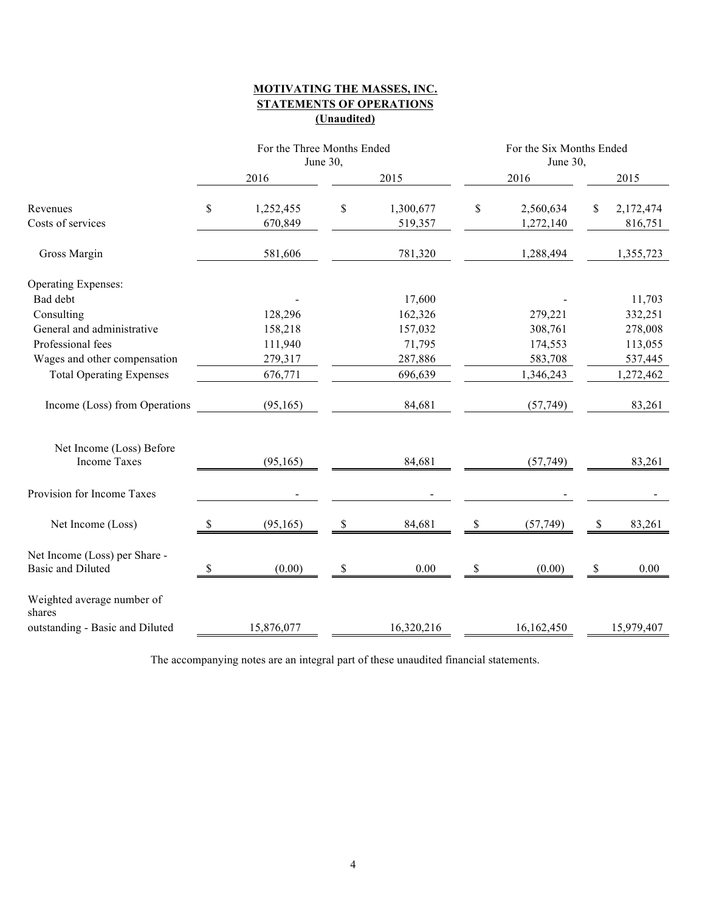**MOTIVATING THE MASSES, INC.**
**STATEMENTS OF OPERATIONS**
**(Unaudited)**

| | For the Three Months Ended June 30, | | For the Six Months Ended June 30, | |
|---|---|---|---|---|
| | 2016 | 2015 | 2016 | 2015 |
| Revenues | $ 1,252,455 | $ 1,300,677 | $ 2,560,634 | $ 2,172,474 |
| Costs of services | 670,849 | 519,357 | 1,272,140 | 816,751 |
| Gross Margin | 581,606 | 781,320 | 1,288,494 | 1,355,723 |
| Operating Expenses: | | | | |
| Bad debt | - | 17,600 | - | 11,703 |
| Consulting | 128,296 | 162,326 | 279,221 | 332,251 |
| General and administrative | 158,218 | 157,032 | 308,761 | 278,008 |
| Professional fees | 111,940 | 71,795 | 174,553 | 113,055 |
| Wages and other compensation | 279,317 | 287,886 | 583,708 | 537,445 |
| Total Operating Expenses | 676,771 | 696,639 | 1,346,243 | 1,272,462 |
| Income (Loss) from Operations | (95,165) | 84,681 | (57,749) | 83,261 |
| Net Income (Loss) Before Income Taxes | (95,165) | 84,681 | (57,749) | 83,261 |
| Provision for Income Taxes | - | - | - | - |
| Net Income (Loss) | $ (95,165) | $ 84,681 | $ (57,749) | $ 83,261 |
| Net Income (Loss) per Share - Basic and Diluted | $ (0.00) | $ 0.00 | $ (0.00) | $ 0.00 |
| Weighted average number of shares outstanding - Basic and Diluted | 15,876,077 | 16,320,216 | 16,162,450 | 15,979,407 |

The accompanying notes are an integral part of these unaudited financial statements.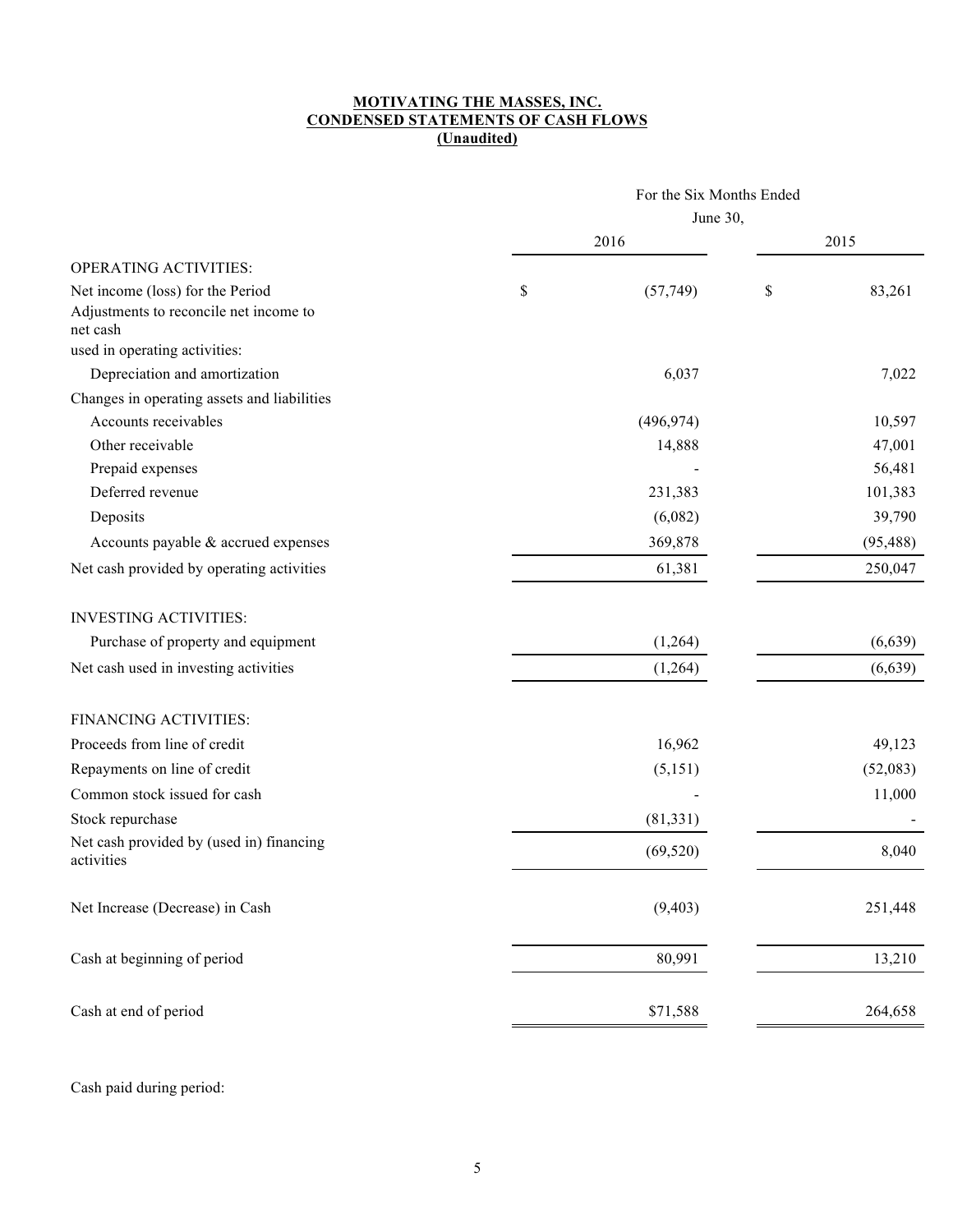**MOTIVATING THE MASSES, INC.**
**CONDENSED STATEMENTS OF CASH FLOWS**
**(Unaudited)**

| | For the Six Months Ended June 30, 2016 | For the Six Months Ended June 30, 2015 |
|---|---|---|
| OPERATING ACTIVITIES: | | |
| Net income (loss) for the Period | $ (57,749) | $ 83,261 |
| Adjustments to reconcile net income to net cash used in operating activities: | | |
| Depreciation and amortization | 6,037 | 7,022 |
| Changes in operating assets and liabilities | | |
| Accounts receivables | (496,974) | 10,597 |
| Other receivable | 14,888 | 47,001 |
| Prepaid expenses | - | 56,481 |
| Deferred revenue | 231,383 | 101,383 |
| Deposits | (6,082) | 39,790 |
| Accounts payable & accrued expenses | 369,878 | (95,488) |
| Net cash provided by operating activities | 61,381 | 250,047 |
| INVESTING ACTIVITIES: | | |
| Purchase of property and equipment | (1,264) | (6,639) |
| Net cash used in investing activities | (1,264) | (6,639) |
| FINANCING ACTIVITIES: | | |
| Proceeds from line of credit | 16,962 | 49,123 |
| Repayments on line of credit | (5,151) | (52,083) |
| Common stock issued for cash | - | 11,000 |
| Stock repurchase | (81,331) | - |
| Net cash provided by (used in) financing activities | (69,520) | 8,040 |
| Net Increase (Decrease) in Cash | (9,403) | 251,448 |
| Cash at beginning of period | 80,991 | 13,210 |
| Cash at end of period | $71,588 | 264,658 |

Cash paid during period: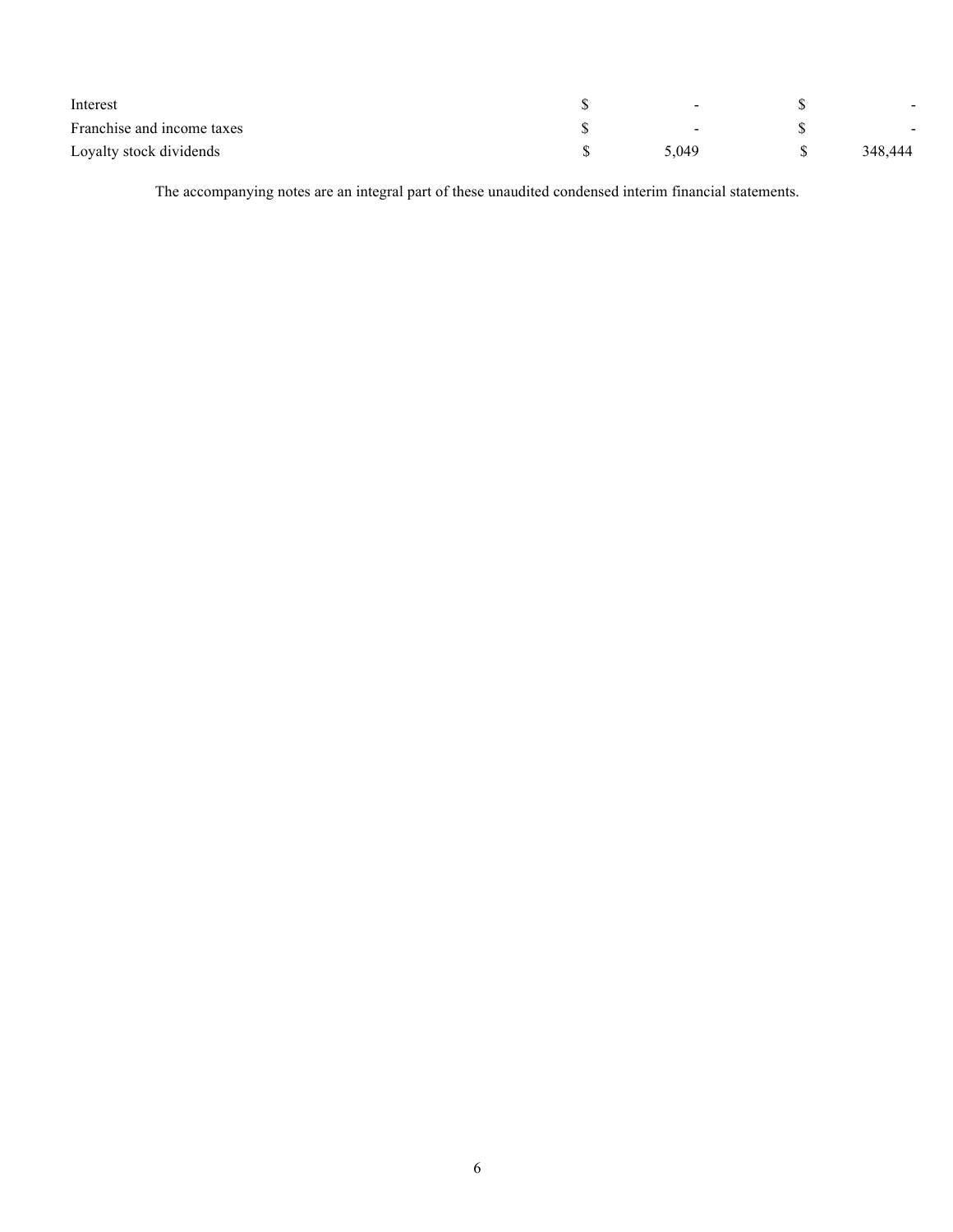| | | |
|---|---|---|
| Interest | $ - | $ - |
| Franchise and income taxes | $ - | $ - |
| Loyalty stock dividends | $ 5,049 | $ 348,444 |

The accompanying notes are an integral part of these unaudited condensed interim financial statements.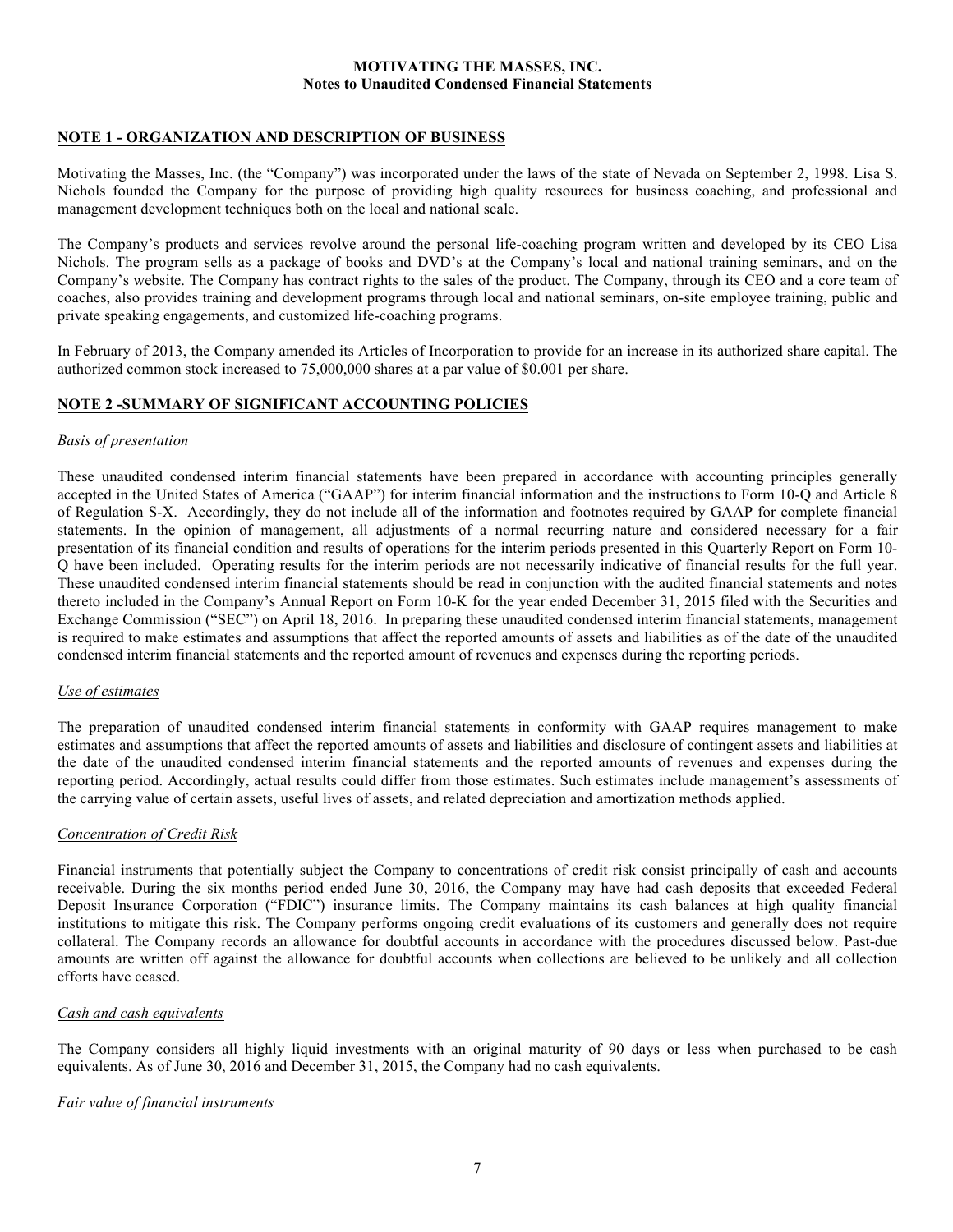**MOTIVATING THE MASSES, INC.**
**Notes to Unaudited Condensed Financial Statements**

## NOTE 1 - ORGANIZATION AND DESCRIPTION OF BUSINESS

Motivating the Masses, Inc. (the "Company") was incorporated under the laws of the state of Nevada on September 2, 1998. Lisa S. Nichols founded the Company for the purpose of providing high quality resources for business coaching, and professional and management development techniques both on the local and national scale.

The Company's products and services revolve around the personal life-coaching program written and developed by its CEO Lisa Nichols. The program sells as a package of books and DVD's at the Company's local and national training seminars, and on the Company's website. The Company has contract rights to the sales of the product. The Company, through its CEO and a core team of coaches, also provides training and development programs through local and national seminars, on-site employee training, public and private speaking engagements, and customized life-coaching programs.

In February of 2013, the Company amended its Articles of Incorporation to provide for an increase in its authorized share capital. The authorized common stock increased to 75,000,000 shares at a par value of $0.001 per share.

## NOTE 2 -SUMMARY OF SIGNIFICANT ACCOUNTING POLICIES

*Basis of presentation*

These unaudited condensed interim financial statements have been prepared in accordance with accounting principles generally accepted in the United States of America ("GAAP") for interim financial information and the instructions to Form 10-Q and Article 8 of Regulation S-X. Accordingly, they do not include all of the information and footnotes required by GAAP for complete financial statements. In the opinion of management, all adjustments of a normal recurring nature and considered necessary for a fair presentation of its financial condition and results of operations for the interim periods presented in this Quarterly Report on Form 10-Q have been included. Operating results for the interim periods are not necessarily indicative of financial results for the full year. These unaudited condensed interim financial statements should be read in conjunction with the audited financial statements and notes thereto included in the Company's Annual Report on Form 10-K for the year ended December 31, 2015 filed with the Securities and Exchange Commission ("SEC") on April 18, 2016. In preparing these unaudited condensed interim financial statements, management is required to make estimates and assumptions that affect the reported amounts of assets and liabilities as of the date of the unaudited condensed interim financial statements and the reported amount of revenues and expenses during the reporting periods.

*Use of estimates*

The preparation of unaudited condensed interim financial statements in conformity with GAAP requires management to make estimates and assumptions that affect the reported amounts of assets and liabilities and disclosure of contingent assets and liabilities at the date of the unaudited condensed interim financial statements and the reported amounts of revenues and expenses during the reporting period. Accordingly, actual results could differ from those estimates. Such estimates include management's assessments of the carrying value of certain assets, useful lives of assets, and related depreciation and amortization methods applied.

*Concentration of Credit Risk*

Financial instruments that potentially subject the Company to concentrations of credit risk consist principally of cash and accounts receivable. During the six months period ended June 30, 2016, the Company may have had cash deposits that exceeded Federal Deposit Insurance Corporation ("FDIC") insurance limits. The Company maintains its cash balances at high quality financial institutions to mitigate this risk. The Company performs ongoing credit evaluations of its customers and generally does not require collateral. The Company records an allowance for doubtful accounts in accordance with the procedures discussed below. Past-due amounts are written off against the allowance for doubtful accounts when collections are believed to be unlikely and all collection efforts have ceased.

*Cash and cash equivalents*

The Company considers all highly liquid investments with an original maturity of 90 days or less when purchased to be cash equivalents. As of June 30, 2016 and December 31, 2015, the Company had no cash equivalents.

*Fair value of financial instruments*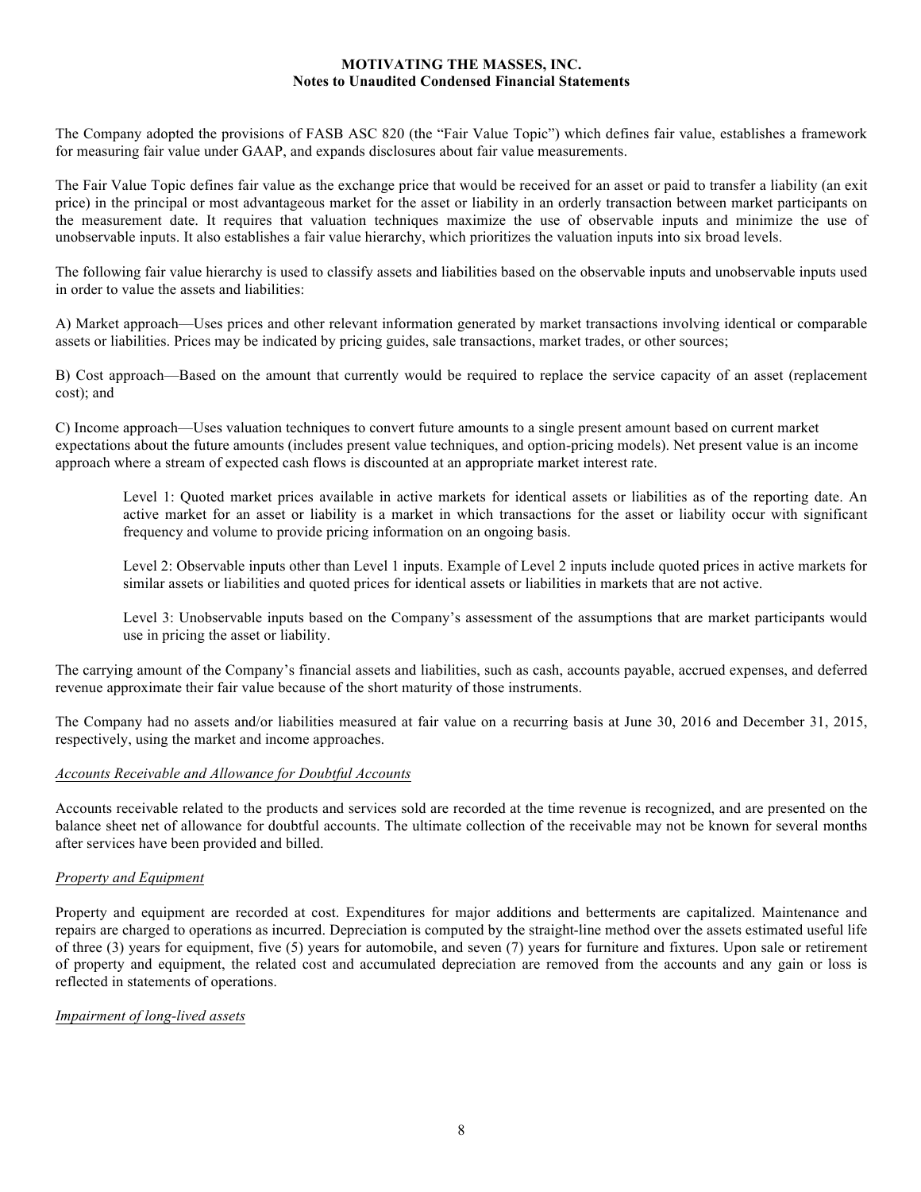The Company adopted the provisions of FASB ASC 820 (the "Fair Value Topic") which defines fair value, establishes a framework for measuring fair value under GAAP, and expands disclosures about fair value measurements.

The Fair Value Topic defines fair value as the exchange price that would be received for an asset or paid to transfer a liability (an exit price) in the principal or most advantageous market for the asset or liability in an orderly transaction between market participants on the measurement date. It requires that valuation techniques maximize the use of observable inputs and minimize the use of unobservable inputs. It also establishes a fair value hierarchy, which prioritizes the valuation inputs into six broad levels.

The following fair value hierarchy is used to classify assets and liabilities based on the observable inputs and unobservable inputs used in order to value the assets and liabilities:

A) Market approach—Uses prices and other relevant information generated by market transactions involving identical or comparable assets or liabilities. Prices may be indicated by pricing guides, sale transactions, market trades, or other sources;

B) Cost approach—Based on the amount that currently would be required to replace the service capacity of an asset (replacement cost); and

C) Income approach—Uses valuation techniques to convert future amounts to a single present amount based on current market expectations about the future amounts (includes present value techniques, and option-pricing models). Net present value is an income approach where a stream of expected cash flows is discounted at an appropriate market interest rate.

> Level 1: Quoted market prices available in active markets for identical assets or liabilities as of the reporting date. An active market for an asset or liability is a market in which transactions for the asset or liability occur with significant frequency and volume to provide pricing information on an ongoing basis.
>
> Level 2: Observable inputs other than Level 1 inputs. Example of Level 2 inputs include quoted prices in active markets for similar assets or liabilities and quoted prices for identical assets or liabilities in markets that are not active.
>
> Level 3: Unobservable inputs based on the Company's assessment of the assumptions that are market participants would use in pricing the asset or liability.

The carrying amount of the Company's financial assets and liabilities, such as cash, accounts payable, accrued expenses, and deferred revenue approximate their fair value because of the short maturity of those instruments.

The Company had no assets and/or liabilities measured at fair value on a recurring basis at June 30, 2016 and December 31, 2015, respectively, using the market and income approaches.

*Accounts Receivable and Allowance for Doubtful Accounts*

Accounts receivable related to the products and services sold are recorded at the time revenue is recognized, and are presented on the balance sheet net of allowance for doubtful accounts. The ultimate collection of the receivable may not be known for several months after services have been provided and billed.

*Property and Equipment*

Property and equipment are recorded at cost. Expenditures for major additions and betterments are capitalized. Maintenance and repairs are charged to operations as incurred. Depreciation is computed by the straight-line method over the assets estimated useful life of three (3) years for equipment, five (5) years for automobile, and seven (7) years for furniture and fixtures. Upon sale or retirement of property and equipment, the related cost and accumulated depreciation are removed from the accounts and any gain or loss is reflected in statements of operations.

*Impairment of long-lived assets*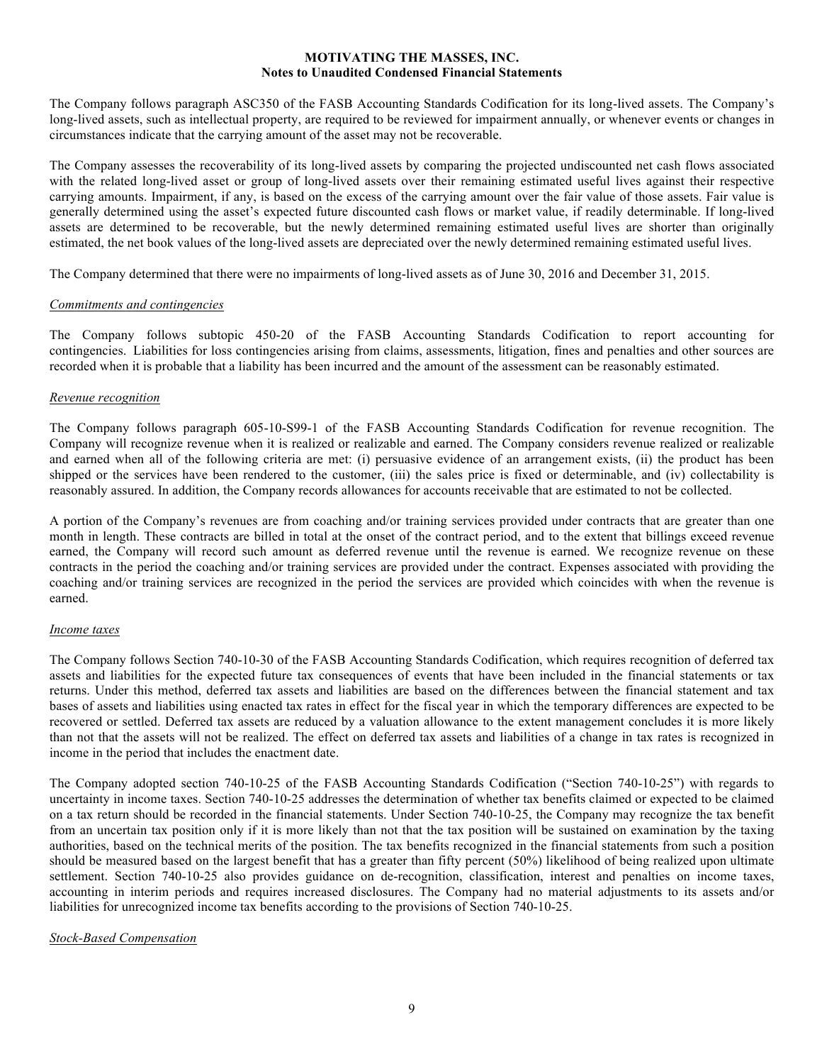The Company follows paragraph ASC350 of the FASB Accounting Standards Codification for its long-lived assets. The Company's long-lived assets, such as intellectual property, are required to be reviewed for impairment annually, or whenever events or changes in circumstances indicate that the carrying amount of the asset may not be recoverable.

The Company assesses the recoverability of its long-lived assets by comparing the projected undiscounted net cash flows associated with the related long-lived asset or group of long-lived assets over their remaining estimated useful lives against their respective carrying amounts. Impairment, if any, is based on the excess of the carrying amount over the fair value of those assets. Fair value is generally determined using the asset's expected future discounted cash flows or market value, if readily determinable. If long-lived assets are determined to be recoverable, but the newly determined remaining estimated useful lives are shorter than originally estimated, the net book values of the long-lived assets are depreciated over the newly determined remaining estimated useful lives.

The Company determined that there were no impairments of long-lived assets as of June 30, 2016 and December 31, 2015.

*Commitments and contingencies*

The Company follows subtopic 450-20 of the FASB Accounting Standards Codification to report accounting for contingencies. Liabilities for loss contingencies arising from claims, assessments, litigation, fines and penalties and other sources are recorded when it is probable that a liability has been incurred and the amount of the assessment can be reasonably estimated.

*Revenue recognition*

The Company follows paragraph 605-10-S99-1 of the FASB Accounting Standards Codification for revenue recognition. The Company will recognize revenue when it is realized or realizable and earned. The Company considers revenue realized or realizable and earned when all of the following criteria are met: (i) persuasive evidence of an arrangement exists, (ii) the product has been shipped or the services have been rendered to the customer, (iii) the sales price is fixed or determinable, and (iv) collectability is reasonably assured. In addition, the Company records allowances for accounts receivable that are estimated to not be collected.

A portion of the Company's revenues are from coaching and/or training services provided under contracts that are greater than one month in length. These contracts are billed in total at the onset of the contract period, and to the extent that billings exceed revenue earned, the Company will record such amount as deferred revenue until the revenue is earned. We recognize revenue on these contracts in the period the coaching and/or training services are provided under the contract. Expenses associated with providing the coaching and/or training services are recognized in the period the services are provided which coincides with when the revenue is earned.

*Income taxes*

The Company follows Section 740-10-30 of the FASB Accounting Standards Codification, which requires recognition of deferred tax assets and liabilities for the expected future tax consequences of events that have been included in the financial statements or tax returns. Under this method, deferred tax assets and liabilities are based on the differences between the financial statement and tax bases of assets and liabilities using enacted tax rates in effect for the fiscal year in which the temporary differences are expected to be recovered or settled. Deferred tax assets are reduced by a valuation allowance to the extent management concludes it is more likely than not that the assets will not be realized. The effect on deferred tax assets and liabilities of a change in tax rates is recognized in income in the period that includes the enactment date.

The Company adopted section 740-10-25 of the FASB Accounting Standards Codification ("Section 740-10-25") with regards to uncertainty in income taxes. Section 740-10-25 addresses the determination of whether tax benefits claimed or expected to be claimed on a tax return should be recorded in the financial statements. Under Section 740-10-25, the Company may recognize the tax benefit from an uncertain tax position only if it is more likely than not that the tax position will be sustained on examination by the taxing authorities, based on the technical merits of the position. The tax benefits recognized in the financial statements from such a position should be measured based on the largest benefit that has a greater than fifty percent (50%) likelihood of being realized upon ultimate settlement. Section 740-10-25 also provides guidance on de-recognition, classification, interest and penalties on income taxes, accounting in interim periods and requires increased disclosures. The Company had no material adjustments to its assets and/or liabilities for unrecognized income tax benefits according to the provisions of Section 740-10-25.

*Stock-Based Compensation*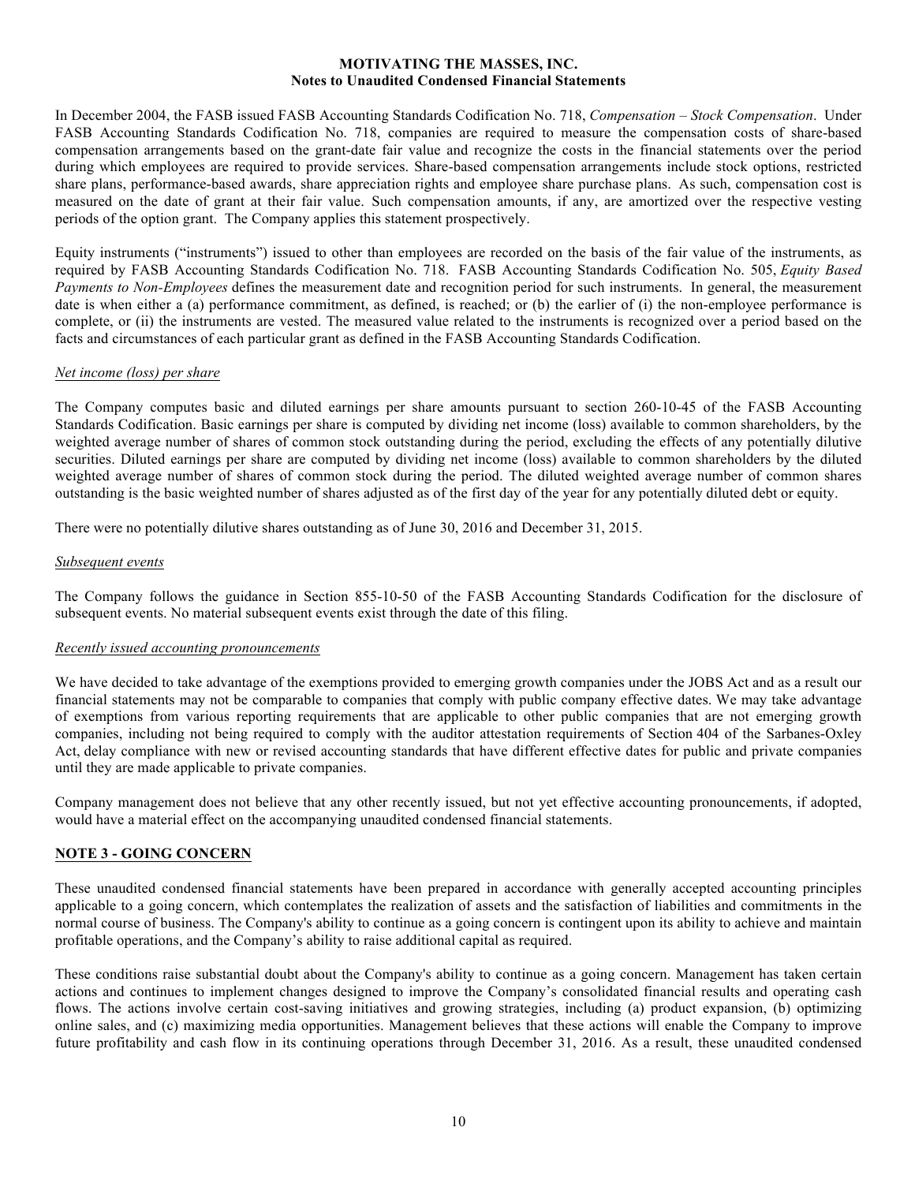In December 2004, the FASB issued FASB Accounting Standards Codification No. 718, *Compensation – Stock Compensation*. Under FASB Accounting Standards Codification No. 718, companies are required to measure the compensation costs of share-based compensation arrangements based on the grant-date fair value and recognize the costs in the financial statements over the period during which employees are required to provide services. Share-based compensation arrangements include stock options, restricted share plans, performance-based awards, share appreciation rights and employee share purchase plans. As such, compensation cost is measured on the date of grant at their fair value. Such compensation amounts, if any, are amortized over the respective vesting periods of the option grant. The Company applies this statement prospectively.

Equity instruments ("instruments") issued to other than employees are recorded on the basis of the fair value of the instruments, as required by FASB Accounting Standards Codification No. 718. FASB Accounting Standards Codification No. 505, *Equity Based Payments to Non-Employees* defines the measurement date and recognition period for such instruments. In general, the measurement date is when either a (a) performance commitment, as defined, is reached; or (b) the earlier of (i) the non-employee performance is complete, or (ii) the instruments are vested. The measured value related to the instruments is recognized over a period based on the facts and circumstances of each particular grant as defined in the FASB Accounting Standards Codification.

*Net income (loss) per share*

The Company computes basic and diluted earnings per share amounts pursuant to section 260-10-45 of the FASB Accounting Standards Codification. Basic earnings per share is computed by dividing net income (loss) available to common shareholders, by the weighted average number of shares of common stock outstanding during the period, excluding the effects of any potentially dilutive securities. Diluted earnings per share are computed by dividing net income (loss) available to common shareholders by the diluted weighted average number of shares of common stock during the period. The diluted weighted average number of common shares outstanding is the basic weighted number of shares adjusted as of the first day of the year for any potentially diluted debt or equity.

There were no potentially dilutive shares outstanding as of June 30, 2016 and December 31, 2015.

*Subsequent events*

The Company follows the guidance in Section 855-10-50 of the FASB Accounting Standards Codification for the disclosure of subsequent events. No material subsequent events exist through the date of this filing.

*Recently issued accounting pronouncements*

We have decided to take advantage of the exemptions provided to emerging growth companies under the JOBS Act and as a result our financial statements may not be comparable to companies that comply with public company effective dates. We may take advantage of exemptions from various reporting requirements that are applicable to other public companies that are not emerging growth companies, including not being required to comply with the auditor attestation requirements of Section 404 of the Sarbanes-Oxley Act, delay compliance with new or revised accounting standards that have different effective dates for public and private companies until they are made applicable to private companies.

Company management does not believe that any other recently issued, but not yet effective accounting pronouncements, if adopted, would have a material effect on the accompanying unaudited condensed financial statements.

## NOTE 3 - GOING CONCERN

These unaudited condensed financial statements have been prepared in accordance with generally accepted accounting principles applicable to a going concern, which contemplates the realization of assets and the satisfaction of liabilities and commitments in the normal course of business. The Company's ability to continue as a going concern is contingent upon its ability to achieve and maintain profitable operations, and the Company's ability to raise additional capital as required.

These conditions raise substantial doubt about the Company's ability to continue as a going concern. Management has taken certain actions and continues to implement changes designed to improve the Company's consolidated financial results and operating cash flows. The actions involve certain cost-saving initiatives and growing strategies, including (a) product expansion, (b) optimizing online sales, and (c) maximizing media opportunities. Management believes that these actions will enable the Company to improve future profitability and cash flow in its continuing operations through December 31, 2016. As a result, these unaudited condensed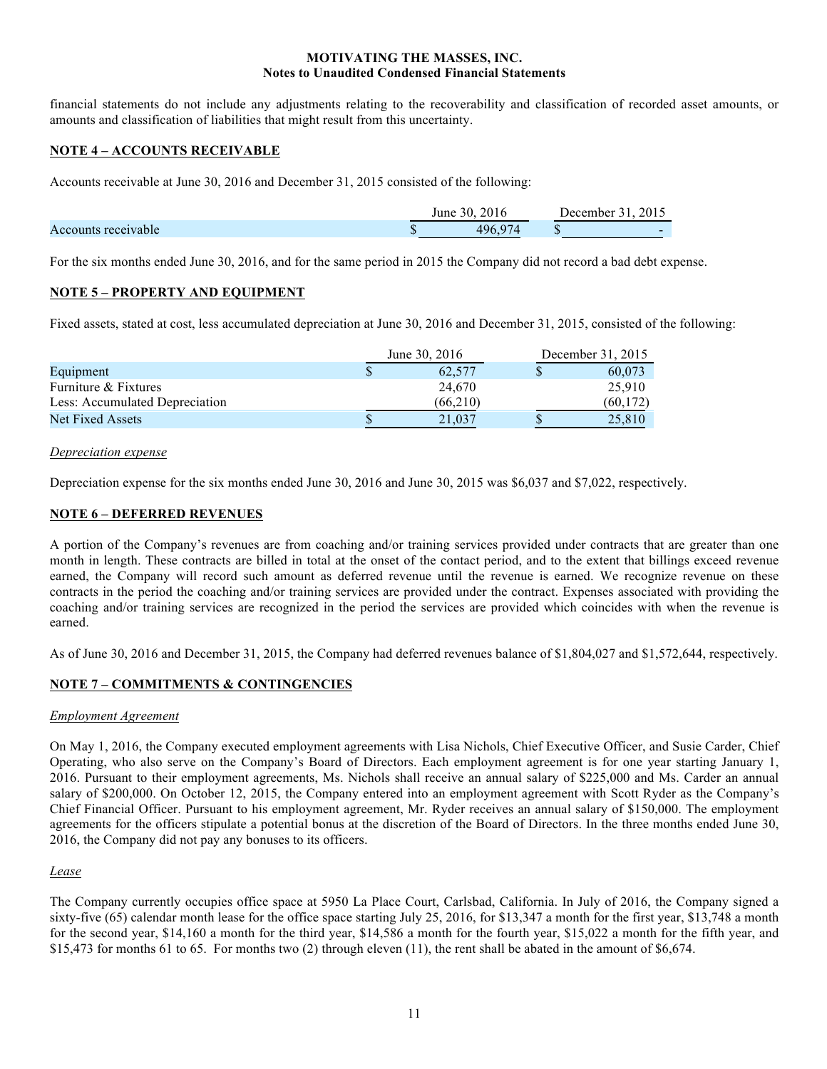financial statements do not include any adjustments relating to the recoverability and classification of recorded asset amounts, or amounts and classification of liabilities that might result from this uncertainty.

## NOTE 4 – ACCOUNTS RECEIVABLE

Accounts receivable at June 30, 2016 and December 31, 2015 consisted of the following:

| | June 30, 2016 | December 31, 2015 |
|---|---|---|
| Accounts receivable | $ 496,974 | $ - |

For the six months ended June 30, 2016, and for the same period in 2015 the Company did not record a bad debt expense.

## NOTE 5 – PROPERTY AND EQUIPMENT

Fixed assets, stated at cost, less accumulated depreciation at June 30, 2016 and December 31, 2015, consisted of the following:

| | June 30, 2016 | December 31, 2015 |
|---|---|---|
| Equipment | $ 62,577 | $ 60,073 |
| Furniture & Fixtures | 24,670 | 25,910 |
| Less: Accumulated Depreciation | (66,210) | (60,172) |
| Net Fixed Assets | $ 21,037 | $ 25,810 |

*Depreciation expense*

Depreciation expense for the six months ended June 30, 2016 and June 30, 2015 was $6,037 and $7,022, respectively.

## NOTE 6 – DEFERRED REVENUES

A portion of the Company's revenues are from coaching and/or training services provided under contracts that are greater than one month in length. These contracts are billed in total at the onset of the contact period, and to the extent that billings exceed revenue earned, the Company will record such amount as deferred revenue until the revenue is earned. We recognize revenue on these contracts in the period the coaching and/or training services are provided under the contract. Expenses associated with providing the coaching and/or training services are recognized in the period the services are provided which coincides with when the revenue is earned.

As of June 30, 2016 and December 31, 2015, the Company had deferred revenues balance of $1,804,027 and $1,572,644, respectively.

## NOTE 7 – COMMITMENTS & CONTINGENCIES

*Employment Agreement*

On May 1, 2016, the Company executed employment agreements with Lisa Nichols, Chief Executive Officer, and Susie Carder, Chief Operating, who also serve on the Company's Board of Directors. Each employment agreement is for one year starting January 1, 2016. Pursuant to their employment agreements, Ms. Nichols shall receive an annual salary of $225,000 and Ms. Carder an annual salary of $200,000. On October 12, 2015, the Company entered into an employment agreement with Scott Ryder as the Company's Chief Financial Officer. Pursuant to his employment agreement, Mr. Ryder receives an annual salary of $150,000. The employment agreements for the officers stipulate a potential bonus at the discretion of the Board of Directors. In the three months ended June 30, 2016, the Company did not pay any bonuses to its officers.

*Lease*

The Company currently occupies office space at 5950 La Place Court, Carlsbad, California. In July of 2016, the Company signed a sixty-five (65) calendar month lease for the office space starting July 25, 2016, for $13,347 a month for the first year, $13,748 a month for the second year, $14,160 a month for the third year, $14,586 a month for the fourth year, $15,022 a month for the fifth year, and $15,473 for months 61 to 65. For months two (2) through eleven (11), the rent shall be abated in the amount of $6,674.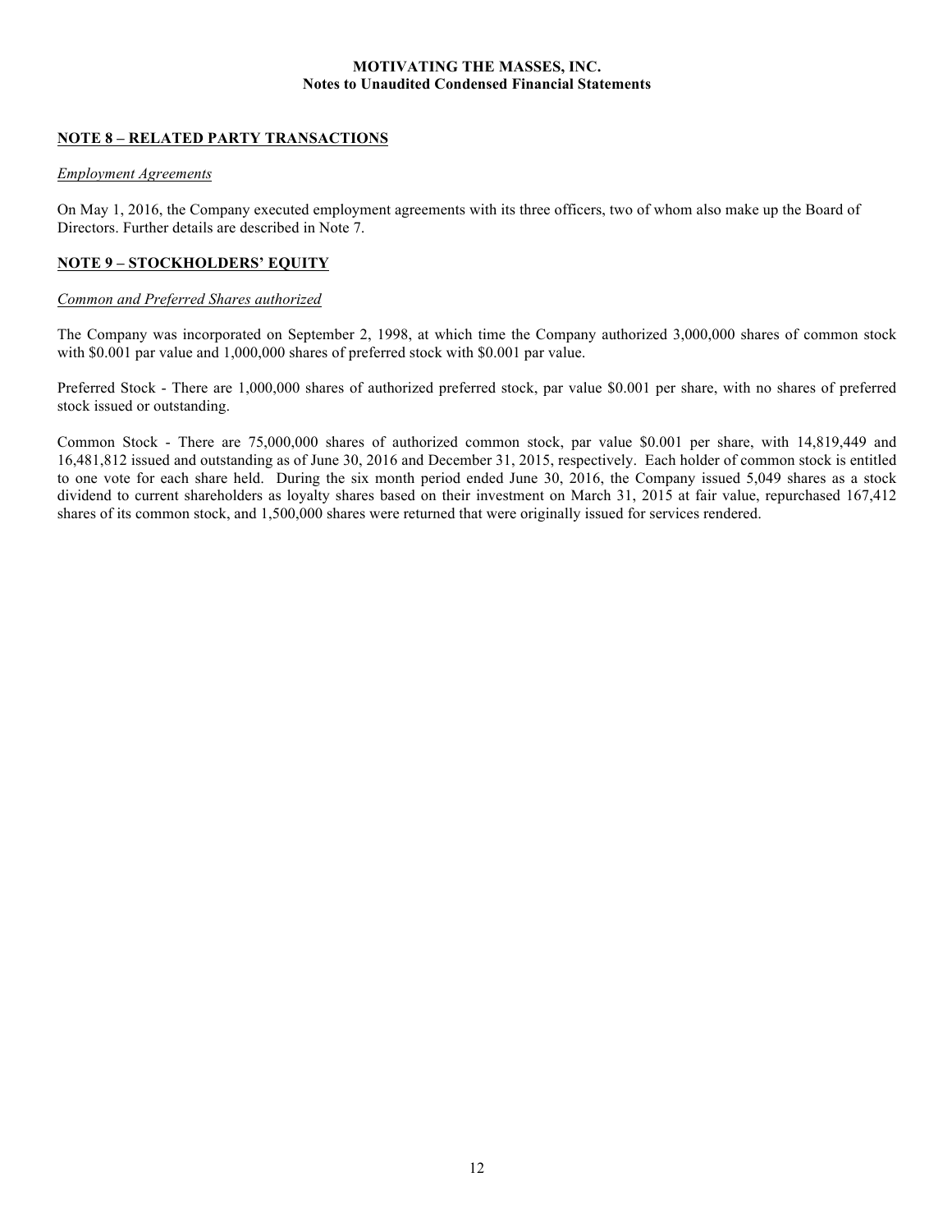**MOTIVATING THE MASSES, INC.**
**Notes to Unaudited Condensed Financial Statements**

## NOTE 8 – RELATED PARTY TRANSACTIONS

*Employment Agreements*

On May 1, 2016, the Company executed employment agreements with its three officers, two of whom also make up the Board of Directors. Further details are described in Note 7.

## NOTE 9 – STOCKHOLDERS' EQUITY

*Common and Preferred Shares authorized*

The Company was incorporated on September 2, 1998, at which time the Company authorized 3,000,000 shares of common stock with $0.001 par value and 1,000,000 shares of preferred stock with $0.001 par value.

Preferred Stock - There are 1,000,000 shares of authorized preferred stock, par value $0.001 per share, with no shares of preferred stock issued or outstanding.

Common Stock - There are 75,000,000 shares of authorized common stock, par value $0.001 per share, with 14,819,449 and 16,481,812 issued and outstanding as of June 30, 2016 and December 31, 2015, respectively. Each holder of common stock is entitled to one vote for each share held. During the six month period ended June 30, 2016, the Company issued 5,049 shares as a stock dividend to current shareholders as loyalty shares based on their investment on March 31, 2015 at fair value, repurchased 167,412 shares of its common stock, and 1,500,000 shares were returned that were originally issued for services rendered.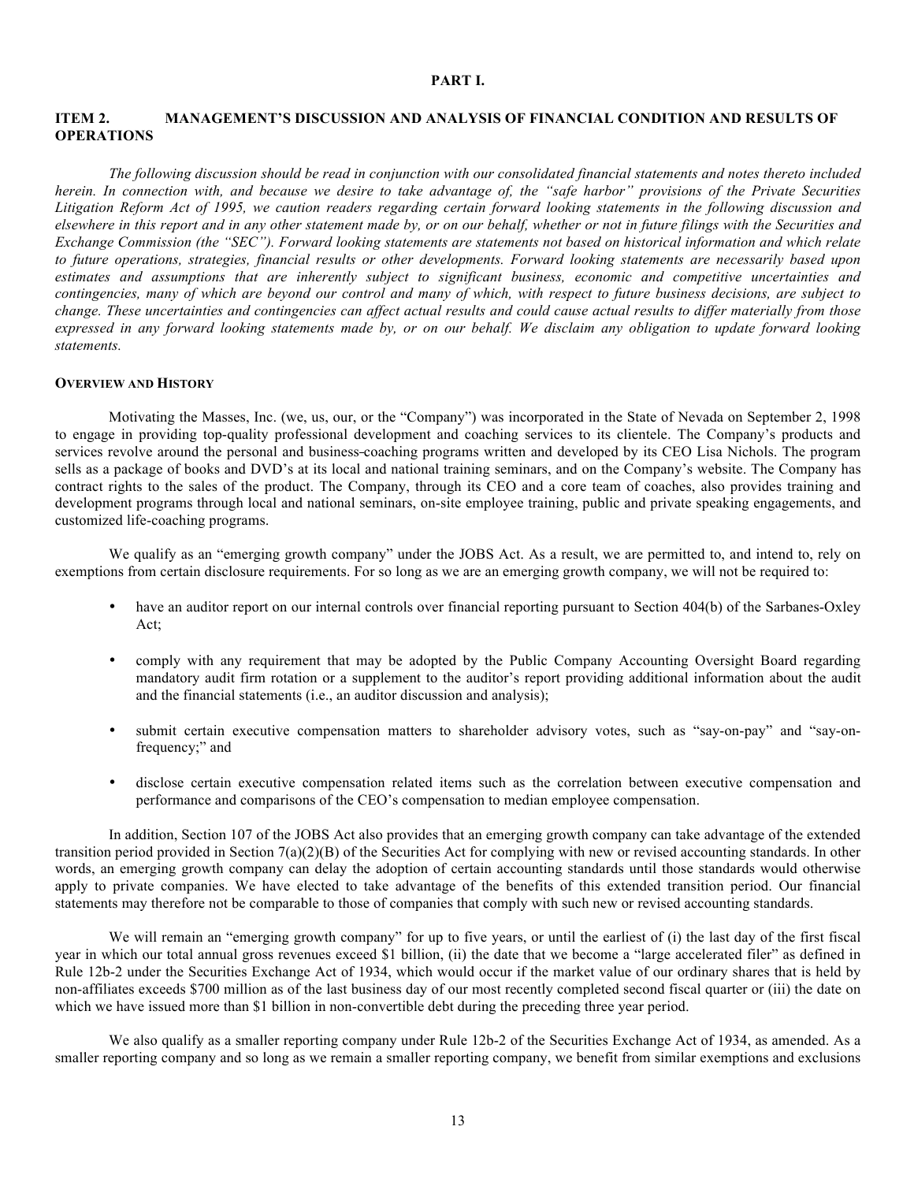# PART I.

## ITEM 2. MANAGEMENT'S DISCUSSION AND ANALYSIS OF FINANCIAL CONDITION AND RESULTS OF OPERATIONS

*The following discussion should be read in conjunction with our consolidated financial statements and notes thereto included herein. In connection with, and because we desire to take advantage of, the "safe harbor" provisions of the Private Securities Litigation Reform Act of 1995, we caution readers regarding certain forward looking statements in the following discussion and elsewhere in this report and in any other statement made by, or on our behalf, whether or not in future filings with the Securities and Exchange Commission (the "SEC"). Forward looking statements are statements not based on historical information and which relate to future operations, strategies, financial results or other developments. Forward looking statements are necessarily based upon estimates and assumptions that are inherently subject to significant business, economic and competitive uncertainties and contingencies, many of which are beyond our control and many of which, with respect to future business decisions, are subject to change. These uncertainties and contingencies can affect actual results and could cause actual results to differ materially from those expressed in any forward looking statements made by, or on our behalf. We disclaim any obligation to update forward looking statements.*

### OVERVIEW AND HISTORY

Motivating the Masses, Inc. (we, us, our, or the "Company") was incorporated in the State of Nevada on September 2, 1998 to engage in providing top-quality professional development and coaching services to its clientele. The Company's products and services revolve around the personal and business-coaching programs written and developed by its CEO Lisa Nichols. The program sells as a package of books and DVD's at its local and national training seminars, and on the Company's website. The Company has contract rights to the sales of the product. The Company, through its CEO and a core team of coaches, also provides training and development programs through local and national seminars, on-site employee training, public and private speaking engagements, and customized life-coaching programs.

We qualify as an "emerging growth company" under the JOBS Act. As a result, we are permitted to, and intend to, rely on exemptions from certain disclosure requirements. For so long as we are an emerging growth company, we will not be required to:

- have an auditor report on our internal controls over financial reporting pursuant to Section 404(b) of the Sarbanes-Oxley Act;
- comply with any requirement that may be adopted by the Public Company Accounting Oversight Board regarding mandatory audit firm rotation or a supplement to the auditor's report providing additional information about the audit and the financial statements (i.e., an auditor discussion and analysis);
- submit certain executive compensation matters to shareholder advisory votes, such as "say-on-pay" and "say-on-frequency;" and
- disclose certain executive compensation related items such as the correlation between executive compensation and performance and comparisons of the CEO's compensation to median employee compensation.

In addition, Section 107 of the JOBS Act also provides that an emerging growth company can take advantage of the extended transition period provided in Section 7(a)(2)(B) of the Securities Act for complying with new or revised accounting standards. In other words, an emerging growth company can delay the adoption of certain accounting standards until those standards would otherwise apply to private companies. We have elected to take advantage of the benefits of this extended transition period. Our financial statements may therefore not be comparable to those of companies that comply with such new or revised accounting standards.

We will remain an "emerging growth company" for up to five years, or until the earliest of (i) the last day of the first fiscal year in which our total annual gross revenues exceed $1 billion, (ii) the date that we become a "large accelerated filer" as defined in Rule 12b-2 under the Securities Exchange Act of 1934, which would occur if the market value of our ordinary shares that is held by non-affiliates exceeds $700 million as of the last business day of our most recently completed second fiscal quarter or (iii) the date on which we have issued more than $1 billion in non-convertible debt during the preceding three year period.

We also qualify as a smaller reporting company under Rule 12b-2 of the Securities Exchange Act of 1934, as amended. As a smaller reporting company and so long as we remain a smaller reporting company, we benefit from similar exemptions and exclusions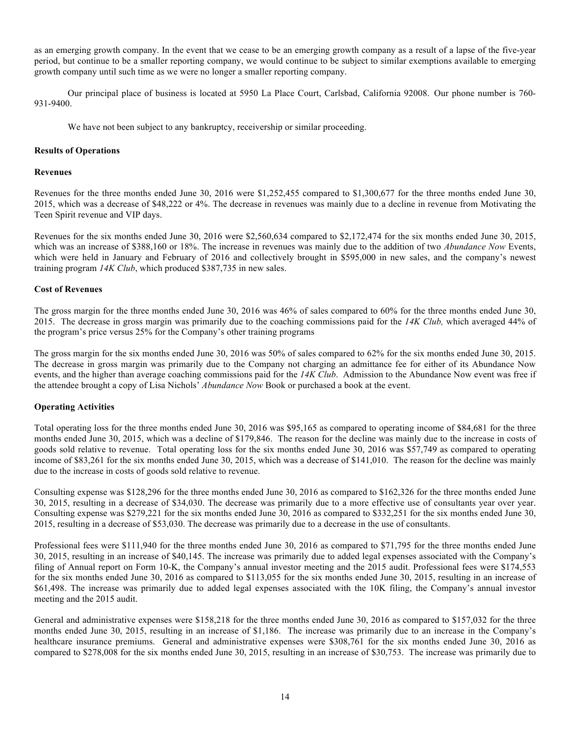as an emerging growth company. In the event that we cease to be an emerging growth company as a result of a lapse of the five-year period, but continue to be a smaller reporting company, we would continue to be subject to similar exemptions available to emerging growth company until such time as we were no longer a smaller reporting company.

Our principal place of business is located at 5950 La Place Court, Carlsbad, California 92008. Our phone number is 760-931-9400.

We have not been subject to any bankruptcy, receivership or similar proceeding.

**Results of Operations**

**Revenues**

Revenues for the three months ended June 30, 2016 were $1,252,455 compared to $1,300,677 for the three months ended June 30, 2015, which was a decrease of $48,222 or 4%. The decrease in revenues was mainly due to a decline in revenue from Motivating the Teen Spirit revenue and VIP days.

Revenues for the six months ended June 30, 2016 were $2,560,634 compared to $2,172,474 for the six months ended June 30, 2015, which was an increase of $388,160 or 18%. The increase in revenues was mainly due to the addition of two *Abundance Now* Events, which were held in January and February of 2016 and collectively brought in $595,000 in new sales, and the company's newest training program *14K Club*, which produced $387,735 in new sales.

**Cost of Revenues**

The gross margin for the three months ended June 30, 2016 was 46% of sales compared to 60% for the three months ended June 30, 2015. The decrease in gross margin was primarily due to the coaching commissions paid for the *14K Club,* which averaged 44% of the program's price versus 25% for the Company's other training programs

The gross margin for the six months ended June 30, 2016 was 50% of sales compared to 62% for the six months ended June 30, 2015. The decrease in gross margin was primarily due to the Company not charging an admittance fee for either of its Abundance Now events, and the higher than average coaching commissions paid for the *14K Club*. Admission to the Abundance Now event was free if the attendee brought a copy of Lisa Nichols' *Abundance Now* Book or purchased a book at the event.

**Operating Activities**

Total operating loss for the three months ended June 30, 2016 was $95,165 as compared to operating income of $84,681 for the three months ended June 30, 2015, which was a decline of $179,846. The reason for the decline was mainly due to the increase in costs of goods sold relative to revenue. Total operating loss for the six months ended June 30, 2016 was $57,749 as compared to operating income of $83,261 for the six months ended June 30, 2015, which was a decrease of $141,010. The reason for the decline was mainly due to the increase in costs of goods sold relative to revenue.

Consulting expense was $128,296 for the three months ended June 30, 2016 as compared to $162,326 for the three months ended June 30, 2015, resulting in a decrease of $34,030. The decrease was primarily due to a more effective use of consultants year over year. Consulting expense was $279,221 for the six months ended June 30, 2016 as compared to $332,251 for the six months ended June 30, 2015, resulting in a decrease of $53,030. The decrease was primarily due to a decrease in the use of consultants.

Professional fees were $111,940 for the three months ended June 30, 2016 as compared to $71,795 for the three months ended June 30, 2015, resulting in an increase of $40,145. The increase was primarily due to added legal expenses associated with the Company's filing of Annual report on Form 10-K, the Company's annual investor meeting and the 2015 audit. Professional fees were $174,553 for the six months ended June 30, 2016 as compared to $113,055 for the six months ended June 30, 2015, resulting in an increase of $61,498. The increase was primarily due to added legal expenses associated with the 10K filing, the Company's annual investor meeting and the 2015 audit.

General and administrative expenses were $158,218 for the three months ended June 30, 2016 as compared to $157,032 for the three months ended June 30, 2015, resulting in an increase of $1,186. The increase was primarily due to an increase in the Company's healthcare insurance premiums. General and administrative expenses were $308,761 for the six months ended June 30, 2016 as compared to $278,008 for the six months ended June 30, 2015, resulting in an increase of $30,753. The increase was primarily due to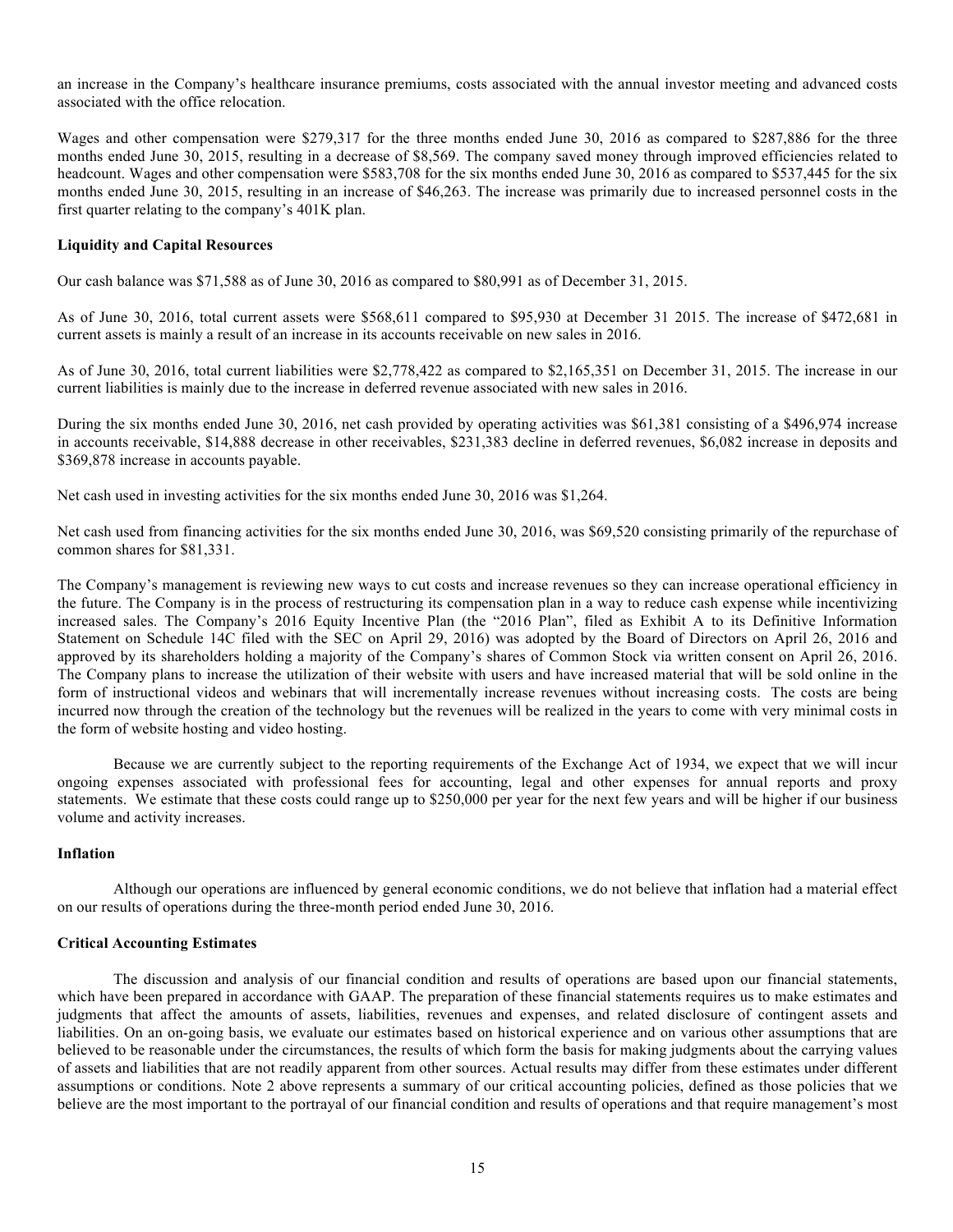an increase in the Company's healthcare insurance premiums, costs associated with the annual investor meeting and advanced costs associated with the office relocation.

Wages and other compensation were $279,317 for the three months ended June 30, 2016 as compared to $287,886 for the three months ended June 30, 2015, resulting in a decrease of $8,569. The company saved money through improved efficiencies related to headcount. Wages and other compensation were $583,708 for the six months ended June 30, 2016 as compared to $537,445 for the six months ended June 30, 2015, resulting in an increase of $46,263. The increase was primarily due to increased personnel costs in the first quarter relating to the company's 401K plan.

**Liquidity and Capital Resources**

Our cash balance was $71,588 as of June 30, 2016 as compared to $80,991 as of December 31, 2015.

As of June 30, 2016, total current assets were $568,611 compared to $95,930 at December 31 2015. The increase of $472,681 in current assets is mainly a result of an increase in its accounts receivable on new sales in 2016.

As of June 30, 2016, total current liabilities were $2,778,422 as compared to $2,165,351 on December 31, 2015. The increase in our current liabilities is mainly due to the increase in deferred revenue associated with new sales in 2016.

During the six months ended June 30, 2016, net cash provided by operating activities was $61,381 consisting of a $496,974 increase in accounts receivable, $14,888 decrease in other receivables, $231,383 decline in deferred revenues, $6,082 increase in deposits and $369,878 increase in accounts payable.

Net cash used in investing activities for the six months ended June 30, 2016 was $1,264.

Net cash used from financing activities for the six months ended June 30, 2016, was $69,520 consisting primarily of the repurchase of common shares for $81,331.

The Company's management is reviewing new ways to cut costs and increase revenues so they can increase operational efficiency in the future. The Company is in the process of restructuring its compensation plan in a way to reduce cash expense while incentivizing increased sales. The Company's 2016 Equity Incentive Plan (the "2016 Plan", filed as Exhibit A to its Definitive Information Statement on Schedule 14C filed with the SEC on April 29, 2016) was adopted by the Board of Directors on April 26, 2016 and approved by its shareholders holding a majority of the Company's shares of Common Stock via written consent on April 26, 2016. The Company plans to increase the utilization of their website with users and have increased material that will be sold online in the form of instructional videos and webinars that will incrementally increase revenues without increasing costs. The costs are being incurred now through the creation of the technology but the revenues will be realized in the years to come with very minimal costs in the form of website hosting and video hosting.

Because we are currently subject to the reporting requirements of the Exchange Act of 1934, we expect that we will incur ongoing expenses associated with professional fees for accounting, legal and other expenses for annual reports and proxy statements. We estimate that these costs could range up to $250,000 per year for the next few years and will be higher if our business volume and activity increases.

**Inflation**

Although our operations are influenced by general economic conditions, we do not believe that inflation had a material effect on our results of operations during the three-month period ended June 30, 2016.

**Critical Accounting Estimates**

The discussion and analysis of our financial condition and results of operations are based upon our financial statements, which have been prepared in accordance with GAAP. The preparation of these financial statements requires us to make estimates and judgments that affect the amounts of assets, liabilities, revenues and expenses, and related disclosure of contingent assets and liabilities. On an on-going basis, we evaluate our estimates based on historical experience and on various other assumptions that are believed to be reasonable under the circumstances, the results of which form the basis for making judgments about the carrying values of assets and liabilities that are not readily apparent from other sources. Actual results may differ from these estimates under different assumptions or conditions. Note 2 above represents a summary of our critical accounting policies, defined as those policies that we believe are the most important to the portrayal of our financial condition and results of operations and that require management's most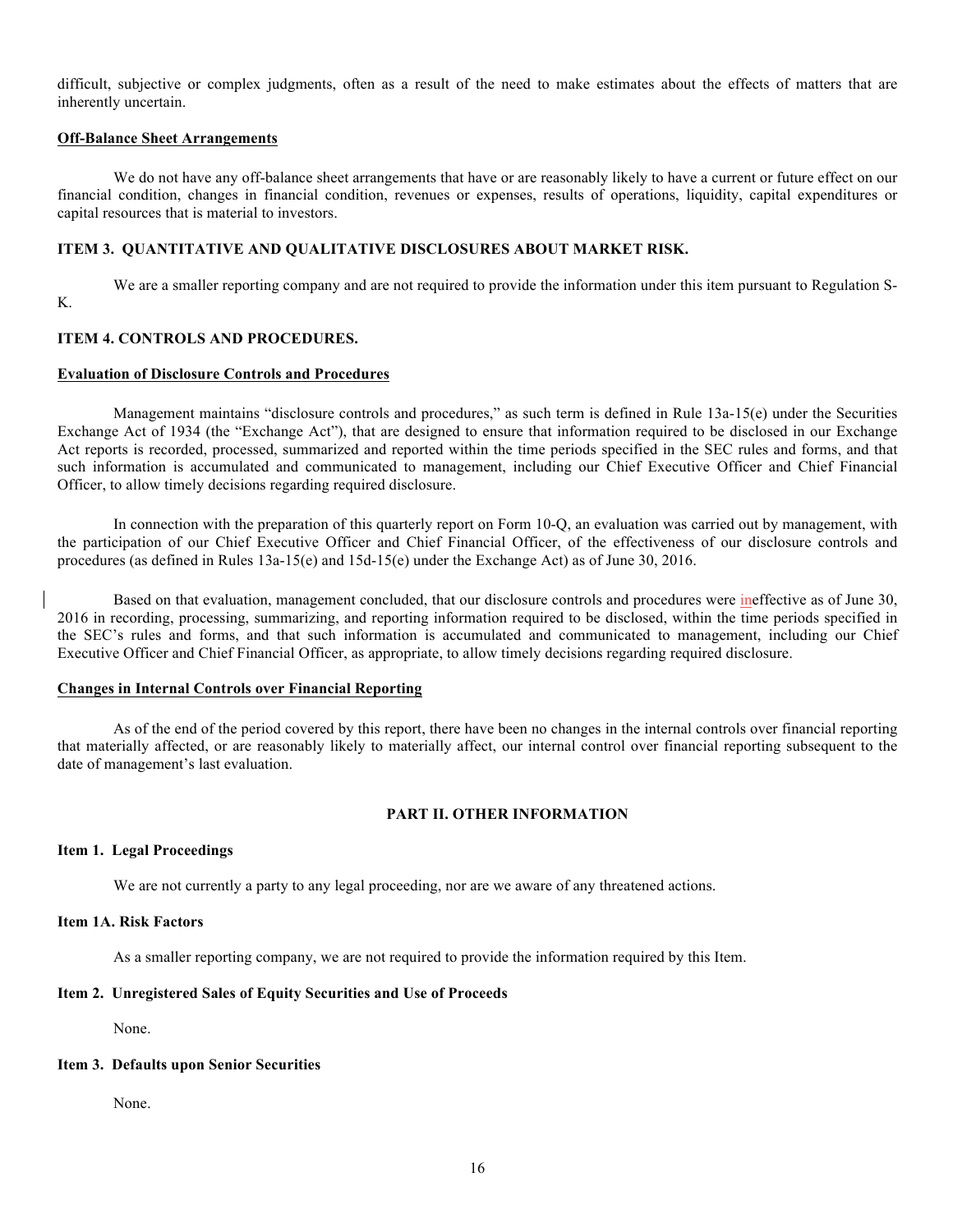difficult, subjective or complex judgments, often as a result of the need to make estimates about the effects of matters that are inherently uncertain.

**Off-Balance Sheet Arrangements**

We do not have any off-balance sheet arrangements that have or are reasonably likely to have a current or future effect on our financial condition, changes in financial condition, revenues or expenses, results of operations, liquidity, capital expenditures or capital resources that is material to investors.

## ITEM 3. QUANTITATIVE AND QUALITATIVE DISCLOSURES ABOUT MARKET RISK.

We are a smaller reporting company and are not required to provide the information under this item pursuant to Regulation S-K.

## ITEM 4. CONTROLS AND PROCEDURES.

**Evaluation of Disclosure Controls and Procedures**

Management maintains "disclosure controls and procedures," as such term is defined in Rule 13a-15(e) under the Securities Exchange Act of 1934 (the "Exchange Act"), that are designed to ensure that information required to be disclosed in our Exchange Act reports is recorded, processed, summarized and reported within the time periods specified in the SEC rules and forms, and that such information is accumulated and communicated to management, including our Chief Executive Officer and Chief Financial Officer, to allow timely decisions regarding required disclosure.

In connection with the preparation of this quarterly report on Form 10-Q, an evaluation was carried out by management, with the participation of our Chief Executive Officer and Chief Financial Officer, of the effectiveness of our disclosure controls and procedures (as defined in Rules 13a-15(e) and 15d-15(e) under the Exchange Act) as of June 30, 2016.

Based on that evaluation, management concluded, that our disclosure controls and procedures were ineffective as of June 30, 2016 in recording, processing, summarizing, and reporting information required to be disclosed, within the time periods specified in the SEC's rules and forms, and that such information is accumulated and communicated to management, including our Chief Executive Officer and Chief Financial Officer, as appropriate, to allow timely decisions regarding required disclosure.

**Changes in Internal Controls over Financial Reporting**

As of the end of the period covered by this report, there have been no changes in the internal controls over financial reporting that materially affected, or are reasonably likely to materially affect, our internal control over financial reporting subsequent to the date of management's last evaluation.

# PART II. OTHER INFORMATION

## Item 1. Legal Proceedings

We are not currently a party to any legal proceeding, nor are we aware of any threatened actions.

## Item 1A. Risk Factors

As a smaller reporting company, we are not required to provide the information required by this Item.

## Item 2. Unregistered Sales of Equity Securities and Use of Proceeds

None.

## Item 3. Defaults upon Senior Securities

None.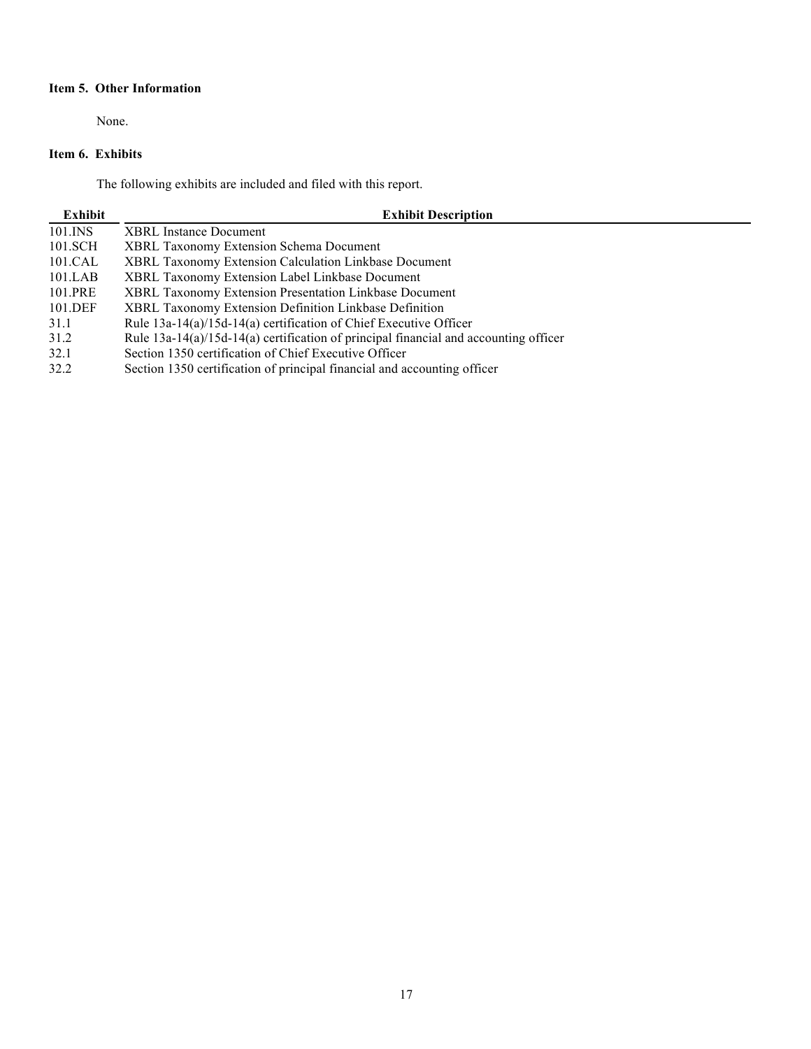### Item 5. Other Information

None.

### Item 6. Exhibits

The following exhibits are included and filed with this report.

| Exhibit | Exhibit Description |
|---|---|
| 101.INS | XBRL Instance Document |
| 101.SCH | XBRL Taxonomy Extension Schema Document |
| 101.CAL | XBRL Taxonomy Extension Calculation Linkbase Document |
| 101.LAB | XBRL Taxonomy Extension Label Linkbase Document |
| 101.PRE | XBRL Taxonomy Extension Presentation Linkbase Document |
| 101.DEF | XBRL Taxonomy Extension Definition Linkbase Definition |
| 31.1 | Rule 13a-14(a)/15d-14(a) certification of Chief Executive Officer |
| 31.2 | Rule 13a-14(a)/15d-14(a) certification of principal financial and accounting officer |
| 32.1 | Section 1350 certification of Chief Executive Officer |
| 32.2 | Section 1350 certification of principal financial and accounting officer |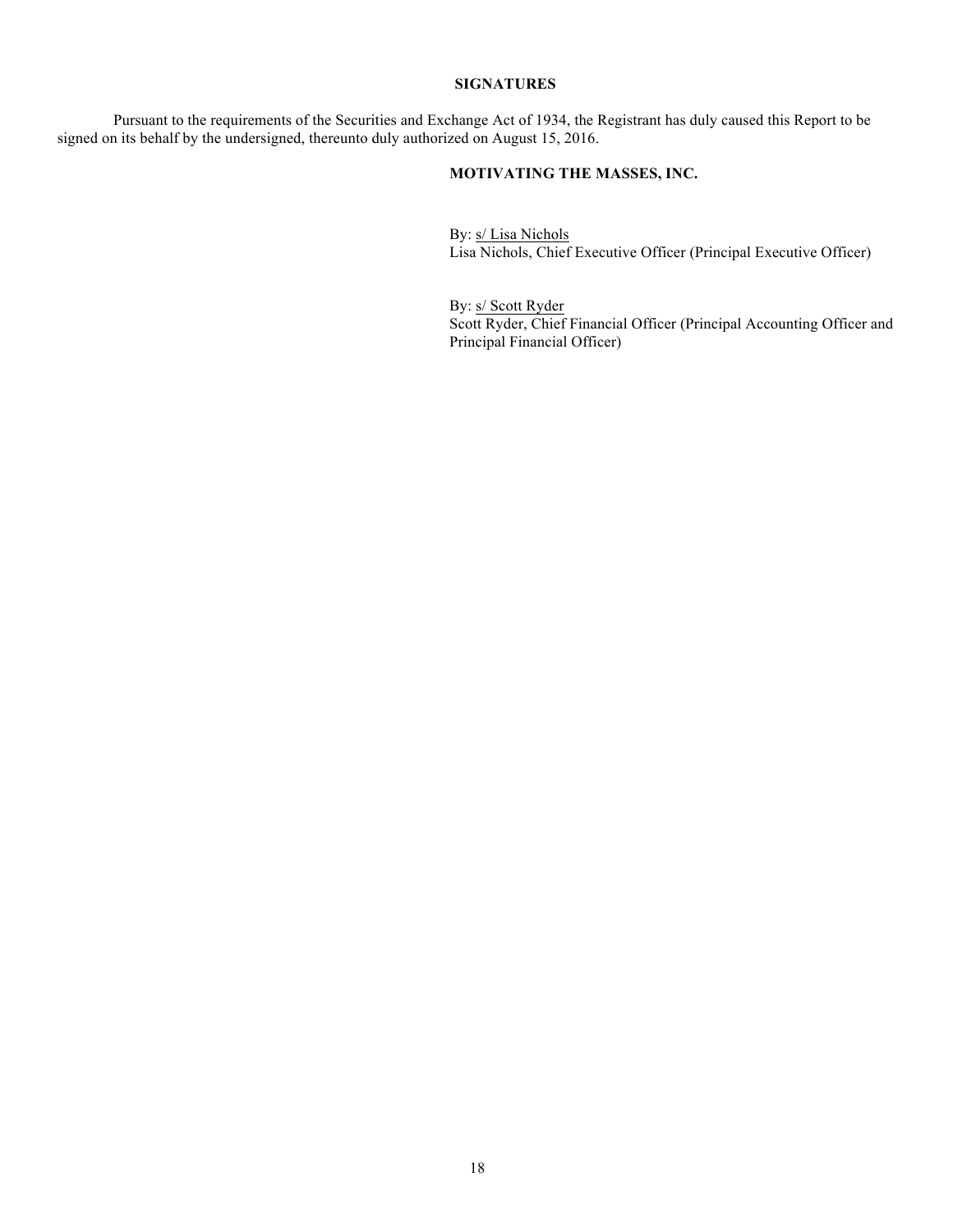## SIGNATURES

Pursuant to the requirements of the Securities and Exchange Act of 1934, the Registrant has duly caused this Report to be signed on its behalf by the undersigned, thereunto duly authorized on August 15, 2016.

**MOTIVATING THE MASSES, INC.**

By: s/ Lisa Nichols
Lisa Nichols, Chief Executive Officer (Principal Executive Officer)

By: s/ Scott Ryder
Scott Ryder, Chief Financial Officer (Principal Accounting Officer and Principal Financial Officer)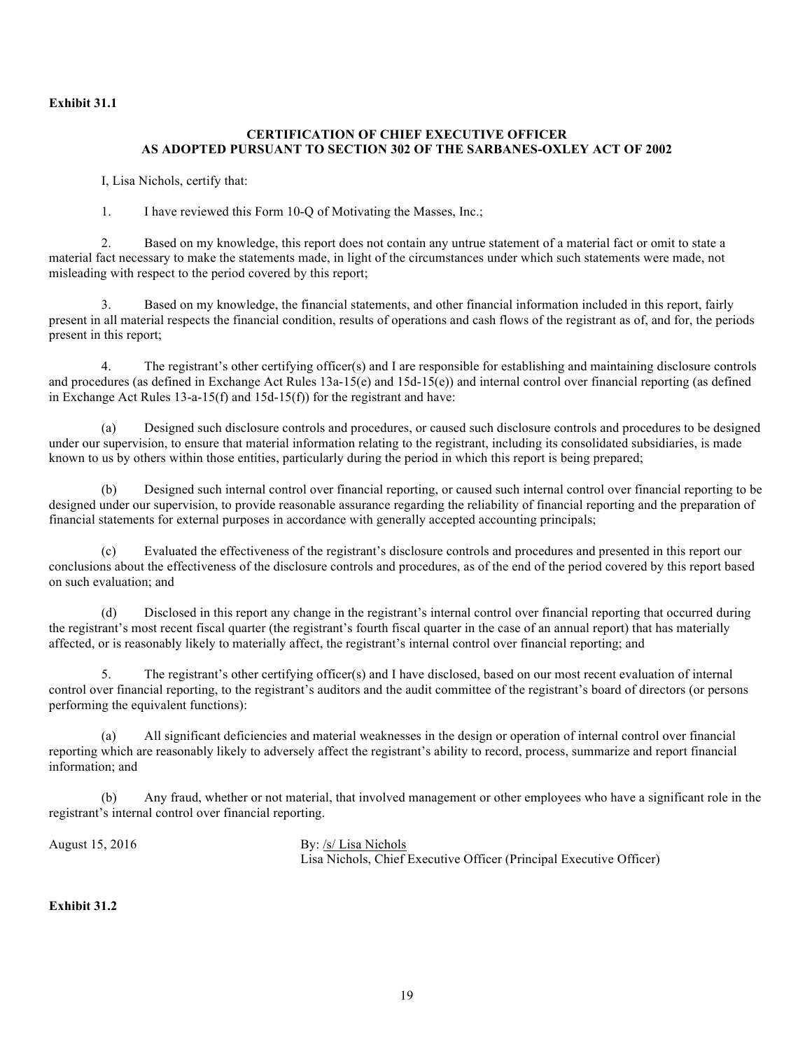**Exhibit 31.1**

**CERTIFICATION OF CHIEF EXECUTIVE OFFICER**
**AS ADOPTED PURSUANT TO SECTION 302 OF THE SARBANES-OXLEY ACT OF 2002**

I, Lisa Nichols, certify that:

1. I have reviewed this Form 10-Q of Motivating the Masses, Inc.;

2. Based on my knowledge, this report does not contain any untrue statement of a material fact or omit to state a material fact necessary to make the statements made, in light of the circumstances under which such statements were made, not misleading with respect to the period covered by this report;

3. Based on my knowledge, the financial statements, and other financial information included in this report, fairly present in all material respects the financial condition, results of operations and cash flows of the registrant as of, and for, the periods present in this report;

4. The registrant's other certifying officer(s) and I are responsible for establishing and maintaining disclosure controls and procedures (as defined in Exchange Act Rules 13a-15(e) and 15d-15(e)) and internal control over financial reporting (as defined in Exchange Act Rules 13-a-15(f) and 15d-15(f)) for the registrant and have:

(a) Designed such disclosure controls and procedures, or caused such disclosure controls and procedures to be designed under our supervision, to ensure that material information relating to the registrant, including its consolidated subsidiaries, is made known to us by others within those entities, particularly during the period in which this report is being prepared;

(b) Designed such internal control over financial reporting, or caused such internal control over financial reporting to be designed under our supervision, to provide reasonable assurance regarding the reliability of financial reporting and the preparation of financial statements for external purposes in accordance with generally accepted accounting principals;

(c) Evaluated the effectiveness of the registrant's disclosure controls and procedures and presented in this report our conclusions about the effectiveness of the disclosure controls and procedures, as of the end of the period covered by this report based on such evaluation; and

(d) Disclosed in this report any change in the registrant's internal control over financial reporting that occurred during the registrant's most recent fiscal quarter (the registrant's fourth fiscal quarter in the case of an annual report) that has materially affected, or is reasonably likely to materially affect, the registrant's internal control over financial reporting; and

5. The registrant's other certifying officer(s) and I have disclosed, based on our most recent evaluation of internal control over financial reporting, to the registrant's auditors and the audit committee of the registrant's board of directors (or persons performing the equivalent functions):

(a) All significant deficiencies and material weaknesses in the design or operation of internal control over financial reporting which are reasonably likely to adversely affect the registrant's ability to record, process, summarize and report financial information; and

(b) Any fraud, whether or not material, that involved management or other employees who have a significant role in the registrant's internal control over financial reporting.

August 15, 2016

By: /s/ Lisa Nichols
Lisa Nichols, Chief Executive Officer (Principal Executive Officer)

**Exhibit 31.2**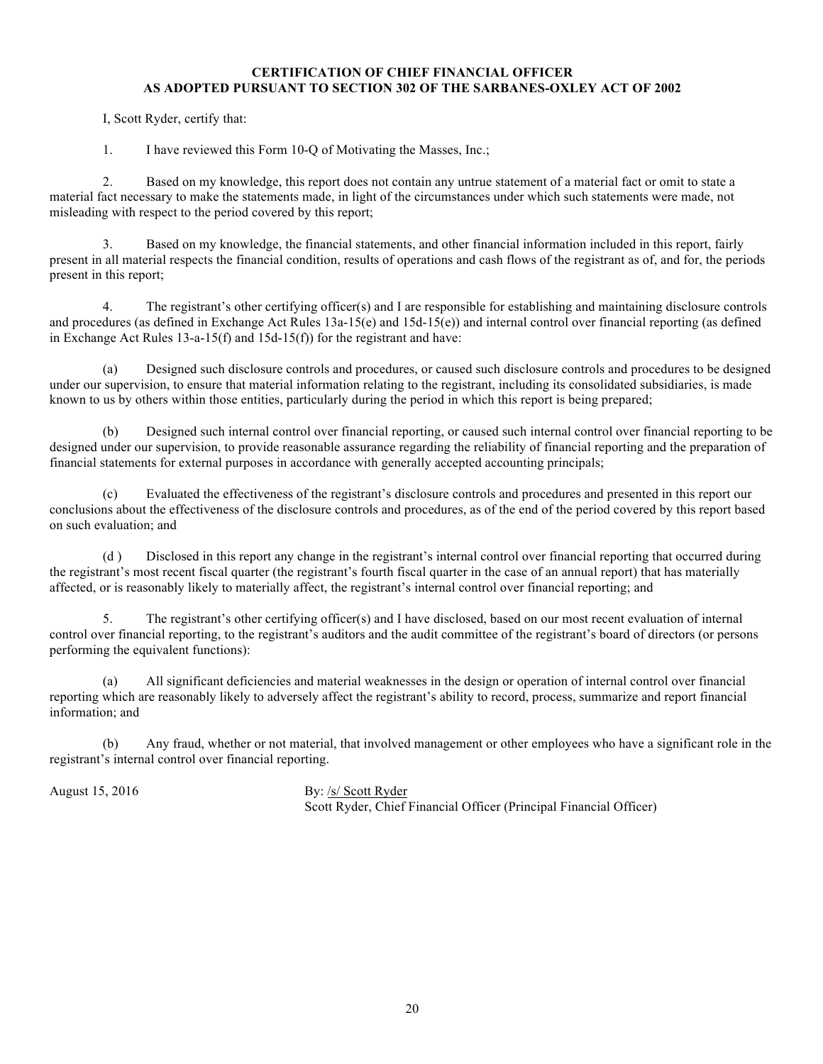**CERTIFICATION OF CHIEF FINANCIAL OFFICER**
**AS ADOPTED PURSUANT TO SECTION 302 OF THE SARBANES-OXLEY ACT OF 2002**

I, Scott Ryder, certify that:

1. I have reviewed this Form 10-Q of Motivating the Masses, Inc.;

2. Based on my knowledge, this report does not contain any untrue statement of a material fact or omit to state a material fact necessary to make the statements made, in light of the circumstances under which such statements were made, not misleading with respect to the period covered by this report;

3. Based on my knowledge, the financial statements, and other financial information included in this report, fairly present in all material respects the financial condition, results of operations and cash flows of the registrant as of, and for, the periods present in this report;

4. The registrant's other certifying officer(s) and I are responsible for establishing and maintaining disclosure controls and procedures (as defined in Exchange Act Rules 13a-15(e) and 15d-15(e)) and internal control over financial reporting (as defined in Exchange Act Rules 13-a-15(f) and 15d-15(f)) for the registrant and have:

(a) Designed such disclosure controls and procedures, or caused such disclosure controls and procedures to be designed under our supervision, to ensure that material information relating to the registrant, including its consolidated subsidiaries, is made known to us by others within those entities, particularly during the period in which this report is being prepared;

(b) Designed such internal control over financial reporting, or caused such internal control over financial reporting to be designed under our supervision, to provide reasonable assurance regarding the reliability of financial reporting and the preparation of financial statements for external purposes in accordance with generally accepted accounting principals;

(c) Evaluated the effectiveness of the registrant's disclosure controls and procedures and presented in this report our conclusions about the effectiveness of the disclosure controls and procedures, as of the end of the period covered by this report based on such evaluation; and

(d ) Disclosed in this report any change in the registrant's internal control over financial reporting that occurred during the registrant's most recent fiscal quarter (the registrant's fourth fiscal quarter in the case of an annual report) that has materially affected, or is reasonably likely to materially affect, the registrant's internal control over financial reporting; and

5. The registrant's other certifying officer(s) and I have disclosed, based on our most recent evaluation of internal control over financial reporting, to the registrant's auditors and the audit committee of the registrant's board of directors (or persons performing the equivalent functions):

(a) All significant deficiencies and material weaknesses in the design or operation of internal control over financial reporting which are reasonably likely to adversely affect the registrant's ability to record, process, summarize and report financial information; and

(b) Any fraud, whether or not material, that involved management or other employees who have a significant role in the registrant's internal control over financial reporting.

August 15, 2016

By: /s/ Scott Ryder
Scott Ryder, Chief Financial Officer (Principal Financial Officer)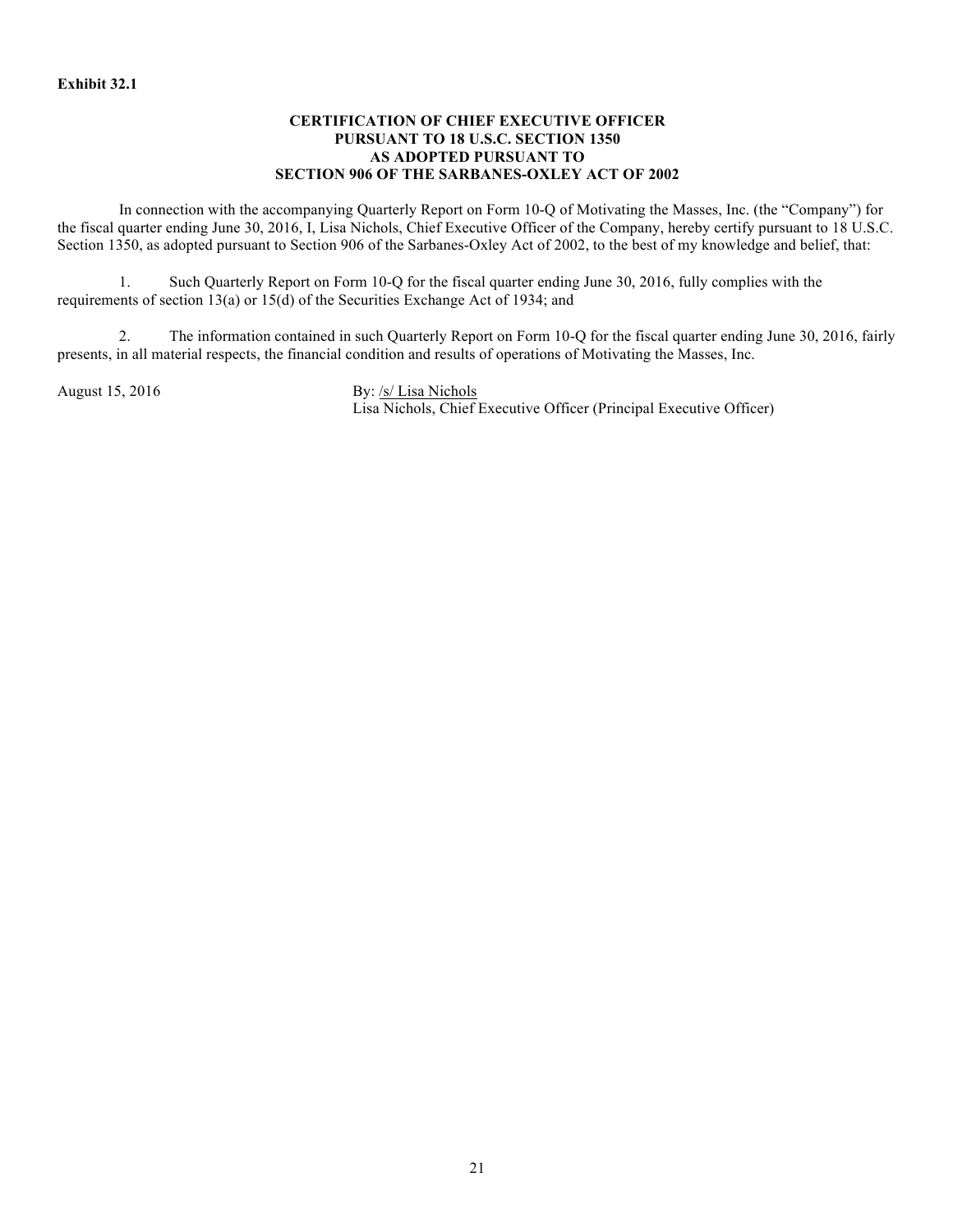**Exhibit 32.1**

**CERTIFICATION OF CHIEF EXECUTIVE OFFICER
PURSUANT TO 18 U.S.C. SECTION 1350
AS ADOPTED PURSUANT TO
SECTION 906 OF THE SARBANES-OXLEY ACT OF 2002**

In connection with the accompanying Quarterly Report on Form 10-Q of Motivating the Masses, Inc. (the "Company") for the fiscal quarter ending June 30, 2016, I, Lisa Nichols, Chief Executive Officer of the Company, hereby certify pursuant to 18 U.S.C. Section 1350, as adopted pursuant to Section 906 of the Sarbanes-Oxley Act of 2002, to the best of my knowledge and belief, that:

1. Such Quarterly Report on Form 10-Q for the fiscal quarter ending June 30, 2016, fully complies with the requirements of section 13(a) or 15(d) of the Securities Exchange Act of 1934; and

2. The information contained in such Quarterly Report on Form 10-Q for the fiscal quarter ending June 30, 2016, fairly presents, in all material respects, the financial condition and results of operations of Motivating the Masses, Inc.

August 15, 2016

By: /s/ Lisa Nichols
Lisa Nichols, Chief Executive Officer (Principal Executive Officer)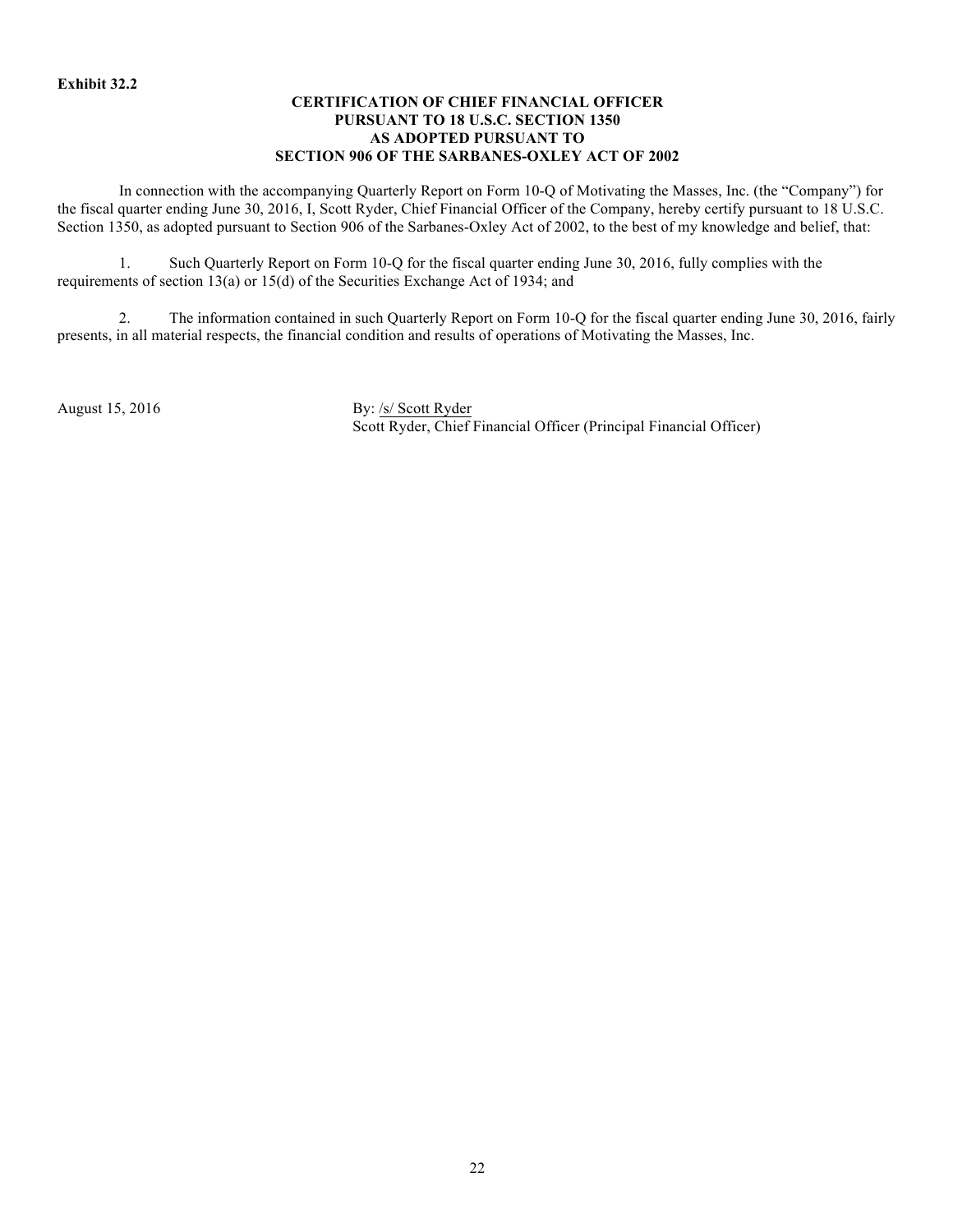**Exhibit 32.2**

**CERTIFICATION OF CHIEF FINANCIAL OFFICER**
**PURSUANT TO 18 U.S.C. SECTION 1350**
**AS ADOPTED PURSUANT TO**
**SECTION 906 OF THE SARBANES-OXLEY ACT OF 2002**

In connection with the accompanying Quarterly Report on Form 10-Q of Motivating the Masses, Inc. (the "Company") for the fiscal quarter ending June 30, 2016, I, Scott Ryder, Chief Financial Officer of the Company, hereby certify pursuant to 18 U.S.C. Section 1350, as adopted pursuant to Section 906 of the Sarbanes-Oxley Act of 2002, to the best of my knowledge and belief, that:

1. Such Quarterly Report on Form 10-Q for the fiscal quarter ending June 30, 2016, fully complies with the requirements of section 13(a) or 15(d) of the Securities Exchange Act of 1934; and

2. The information contained in such Quarterly Report on Form 10-Q for the fiscal quarter ending June 30, 2016, fairly presents, in all material respects, the financial condition and results of operations of Motivating the Masses, Inc.

August 15, 2016

By: /s/ Scott Ryder
Scott Ryder, Chief Financial Officer (Principal Financial Officer)